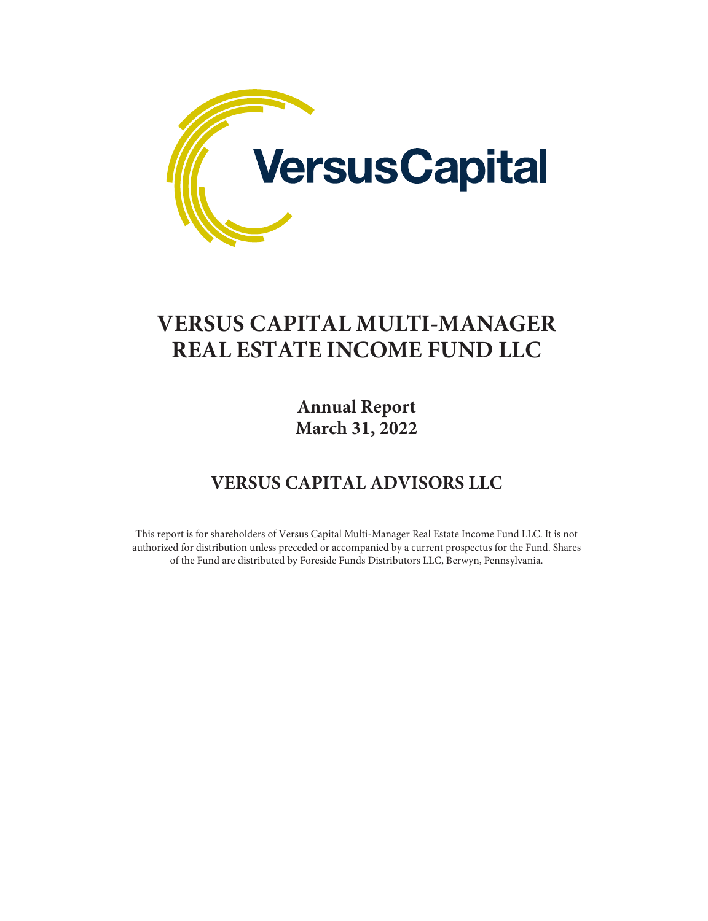VersusCapital

# VERSUS CAPITAL MULTI-MANAGER REAL ESTATE INCOME FUND LLC

## Annual Report
## March 31, 2022

## VERSUS CAPITAL ADVISORS LLC

This report is for shareholders of Versus Capital Multi-Manager Real Estate Income Fund LLC. It is not authorized for distribution unless preceded or accompanied by a current prospectus for the Fund. Shares of the Fund are distributed by Foreside Funds Distributors LLC, Berwyn, Pennsylvania.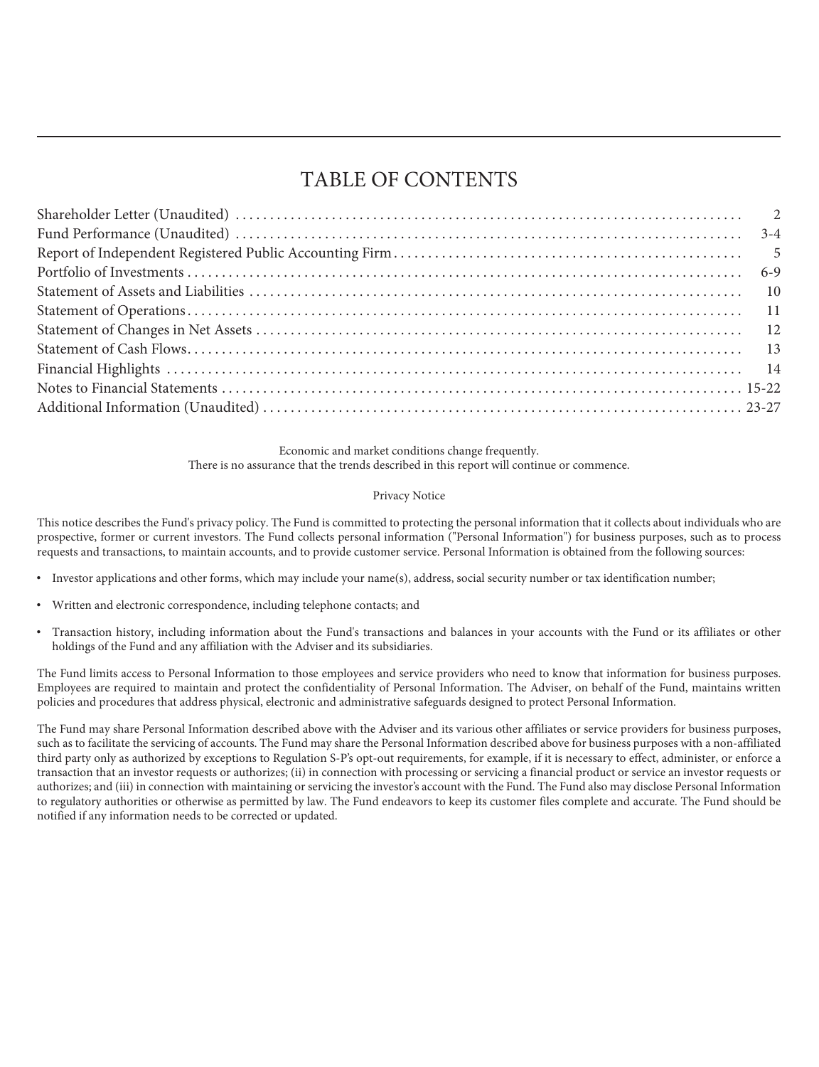# TABLE OF CONTENTS

| | |
|---|---|
| Shareholder Letter (Unaudited) | 2 |
| Fund Performance (Unaudited) | 3-4 |
| Report of Independent Registered Public Accounting Firm | 5 |
| Portfolio of Investments | 6-9 |
| Statement of Assets and Liabilities | 10 |
| Statement of Operations | 11 |
| Statement of Changes in Net Assets | 12 |
| Statement of Cash Flows | 13 |
| Financial Highlights | 14 |
| Notes to Financial Statements | 15-22 |
| Additional Information (Unaudited) | 23-27 |

Economic and market conditions change frequently.
There is no assurance that the trends described in this report will continue or commence.

Privacy Notice

This notice describes the Fund's privacy policy. The Fund is committed to protecting the personal information that it collects about individuals who are prospective, former or current investors. The Fund collects personal information ("Personal Information") for business purposes, such as to process requests and transactions, to maintain accounts, and to provide customer service. Personal Information is obtained from the following sources:

- Investor applications and other forms, which may include your name(s), address, social security number or tax identification number;
- Written and electronic correspondence, including telephone contacts; and
- Transaction history, including information about the Fund's transactions and balances in your accounts with the Fund or its affiliates or other holdings of the Fund and any affiliation with the Adviser and its subsidiaries.

The Fund limits access to Personal Information to those employees and service providers who need to know that information for business purposes. Employees are required to maintain and protect the confidentiality of Personal Information. The Adviser, on behalf of the Fund, maintains written policies and procedures that address physical, electronic and administrative safeguards designed to protect Personal Information.

The Fund may share Personal Information described above with the Adviser and its various other affiliates or service providers for business purposes, such as to facilitate the servicing of accounts. The Fund may share the Personal Information described above for business purposes with a non-affiliated third party only as authorized by exceptions to Regulation S-P's opt-out requirements, for example, if it is necessary to effect, administer, or enforce a transaction that an investor requests or authorizes; (ii) in connection with processing or servicing a financial product or service an investor requests or authorizes; and (iii) in connection with maintaining or servicing the investor's account with the Fund. The Fund also may disclose Personal Information to regulatory authorities or otherwise as permitted by law. The Fund endeavors to keep its customer files complete and accurate. The Fund should be notified if any information needs to be corrected or updated.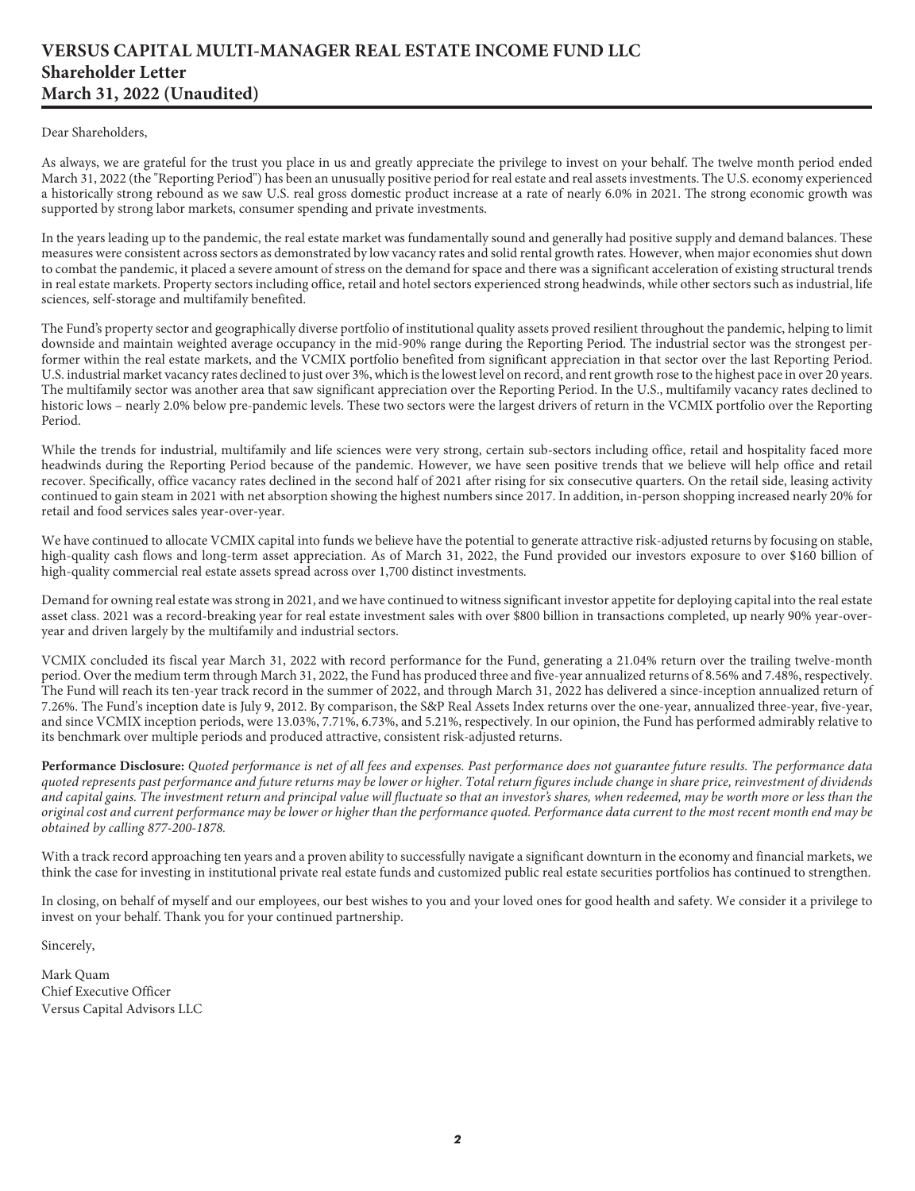# VERSUS CAPITAL MULTI-MANAGER REAL ESTATE INCOME FUND LLC
## Shareholder Letter
## March 31, 2022 (Unaudited)

Dear Shareholders,

As always, we are grateful for the trust you place in us and greatly appreciate the privilege to invest on your behalf. The twelve month period ended March 31, 2022 (the "Reporting Period") has been an unusually positive period for real estate and real assets investments. The U.S. economy experienced a historically strong rebound as we saw U.S. real gross domestic product increase at a rate of nearly 6.0% in 2021. The strong economic growth was supported by strong labor markets, consumer spending and private investments.

In the years leading up to the pandemic, the real estate market was fundamentally sound and generally had positive supply and demand balances. These measures were consistent across sectors as demonstrated by low vacancy rates and solid rental growth rates. However, when major economies shut down to combat the pandemic, it placed a severe amount of stress on the demand for space and there was a significant acceleration of existing structural trends in real estate markets. Property sectors including office, retail and hotel sectors experienced strong headwinds, while other sectors such as industrial, life sciences, self-storage and multifamily benefited.

The Fund's property sector and geographically diverse portfolio of institutional quality assets proved resilient throughout the pandemic, helping to limit downside and maintain weighted average occupancy in the mid-90% range during the Reporting Period. The industrial sector was the strongest performer within the real estate markets, and the VCMIX portfolio benefited from significant appreciation in that sector over the last Reporting Period. U.S. industrial market vacancy rates declined to just over 3%, which is the lowest level on record, and rent growth rose to the highest pace in over 20 years. The multifamily sector was another area that saw significant appreciation over the Reporting Period. In the U.S., multifamily vacancy rates declined to historic lows – nearly 2.0% below pre-pandemic levels. These two sectors were the largest drivers of return in the VCMIX portfolio over the Reporting Period.

While the trends for industrial, multifamily and life sciences were very strong, certain sub-sectors including office, retail and hospitality faced more headwinds during the Reporting Period because of the pandemic. However, we have seen positive trends that we believe will help office and retail recover. Specifically, office vacancy rates declined in the second half of 2021 after rising for six consecutive quarters. On the retail side, leasing activity continued to gain steam in 2021 with net absorption showing the highest numbers since 2017. In addition, in-person shopping increased nearly 20% for retail and food services sales year-over-year.

We have continued to allocate VCMIX capital into funds we believe have the potential to generate attractive risk-adjusted returns by focusing on stable, high-quality cash flows and long-term asset appreciation. As of March 31, 2022, the Fund provided our investors exposure to over $160 billion of high-quality commercial real estate assets spread across over 1,700 distinct investments.

Demand for owning real estate was strong in 2021, and we have continued to witness significant investor appetite for deploying capital into the real estate asset class. 2021 was a record-breaking year for real estate investment sales with over $800 billion in transactions completed, up nearly 90% year-over-year and driven largely by the multifamily and industrial sectors.

VCMIX concluded its fiscal year March 31, 2022 with record performance for the Fund, generating a 21.04% return over the trailing twelve-month period. Over the medium term through March 31, 2022, the Fund has produced three and five-year annualized returns of 8.56% and 7.48%, respectively. The Fund will reach its ten-year track record in the summer of 2022, and through March 31, 2022 has delivered a since-inception annualized return of 7.26%. The Fund's inception date is July 9, 2012. By comparison, the S&P Real Assets Index returns over the one-year, annualized three-year, five-year, and since VCMIX inception periods, were 13.03%, 7.71%, 6.73%, and 5.21%, respectively. In our opinion, the Fund has performed admirably relative to its benchmark over multiple periods and produced attractive, consistent risk-adjusted returns.

**Performance Disclosure:** *Quoted performance is net of all fees and expenses. Past performance does not guarantee future results. The performance data quoted represents past performance and future returns may be lower or higher. Total return figures include change in share price, reinvestment of dividends and capital gains. The investment return and principal value will fluctuate so that an investor's shares, when redeemed, may be worth more or less than the original cost and current performance may be lower or higher than the performance quoted. Performance data current to the most recent month end may be obtained by calling 877-200-1878.*

With a track record approaching ten years and a proven ability to successfully navigate a significant downturn in the economy and financial markets, we think the case for investing in institutional private real estate funds and customized public real estate securities portfolios has continued to strengthen.

In closing, on behalf of myself and our employees, our best wishes to you and your loved ones for good health and safety. We consider it a privilege to invest on your behalf. Thank you for your continued partnership.

Sincerely,

Mark Quam
Chief Executive Officer
Versus Capital Advisors LLC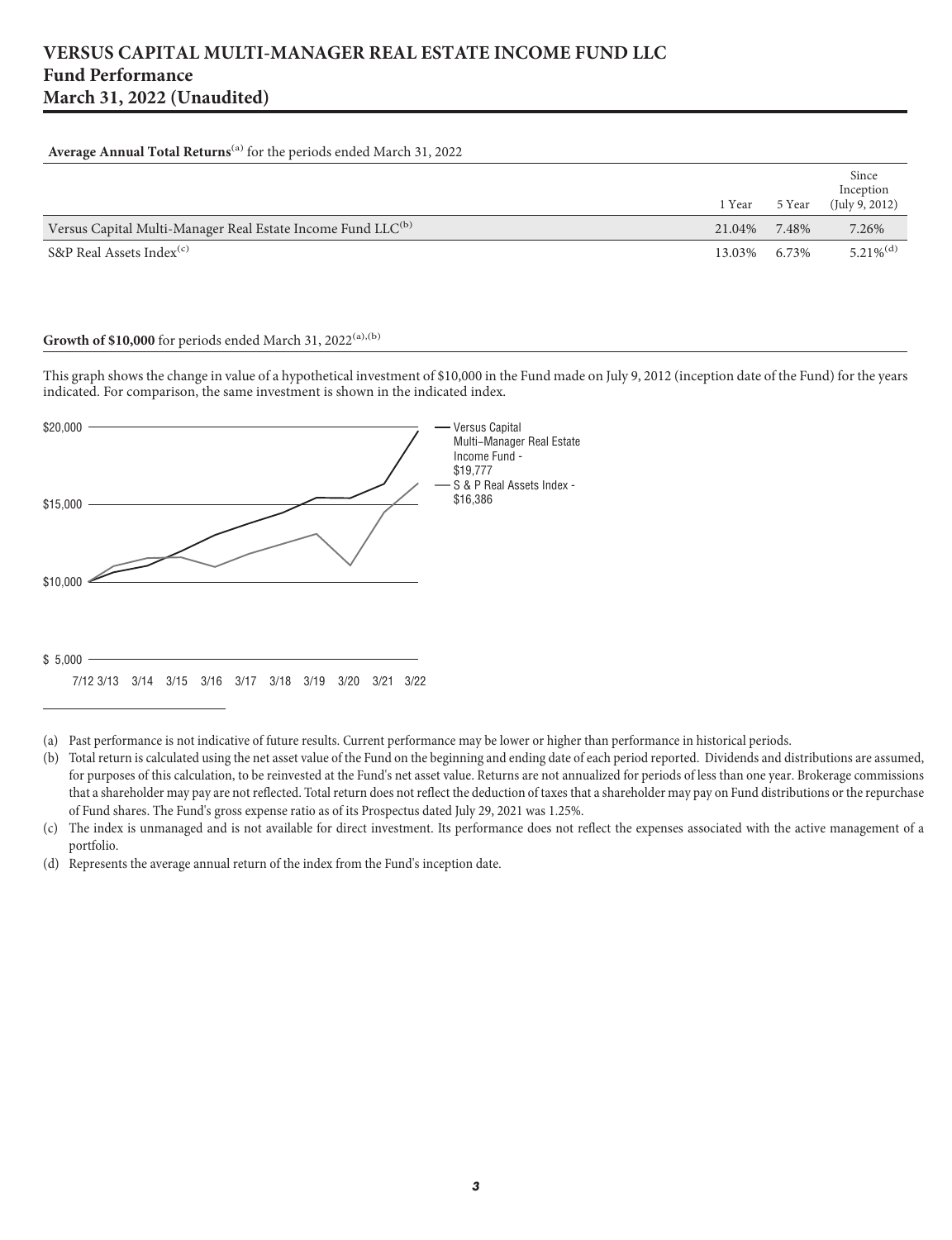# VERSUS CAPITAL MULTI-MANAGER REAL ESTATE INCOME FUND LLC
## Fund Performance
## March 31, 2022 (Unaudited)

**Average Annual Total Returns**[(a)] for the periods ended March 31, 2022

| | 1 Year | 5 Year | Since Inception (July 9, 2012) |
|---|---|---|---|
| Versus Capital Multi-Manager Real Estate Income Fund LLC[(b)] | 21.04% | 7.48% | 7.26% |
| S&P Real Assets Index[(c)] | 13.03% | 6.73% | 5.21%[(d)] |

**Growth of $10,000** for periods ended March 31, 2022[(a),(b)]

This graph shows the change in value of a hypothetical investment of $10,000 in the Fund made on July 9, 2012 (inception date of the Fund) for the years indicated. For comparison, the same investment is shown in the indicated index.

$20,000

$15,000

$10,000

$ 5,000

7/12 3/13 3/14 3/15 3/16 3/17 3/18 3/19 3/20 3/21 3/22

— Versus Capital Multi–Manager Real Estate Income Fund - $19,777

— S & P Real Assets Index - $16,386

(a) Past performance is not indicative of future results. Current performance may be lower or higher than performance in historical periods.

(b) Total return is calculated using the net asset value of the Fund on the beginning and ending date of each period reported. Dividends and distributions are assumed, for purposes of this calculation, to be reinvested at the Fund's net asset value. Returns are not annualized for periods of less than one year. Brokerage commissions that a shareholder may pay on Fund distributions or the repurchase of Fund shares. Total return does not reflect the deduction of taxes that a shareholder may pay are not reflected. The Fund's gross expense ratio as of its Prospectus dated July 29, 2021 was 1.25%.

(c) The index is unmanaged and is not available for direct investment. Its performance does not reflect the expenses associated with the active management of a portfolio.

(d) Represents the average annual return of the index from the Fund's inception date.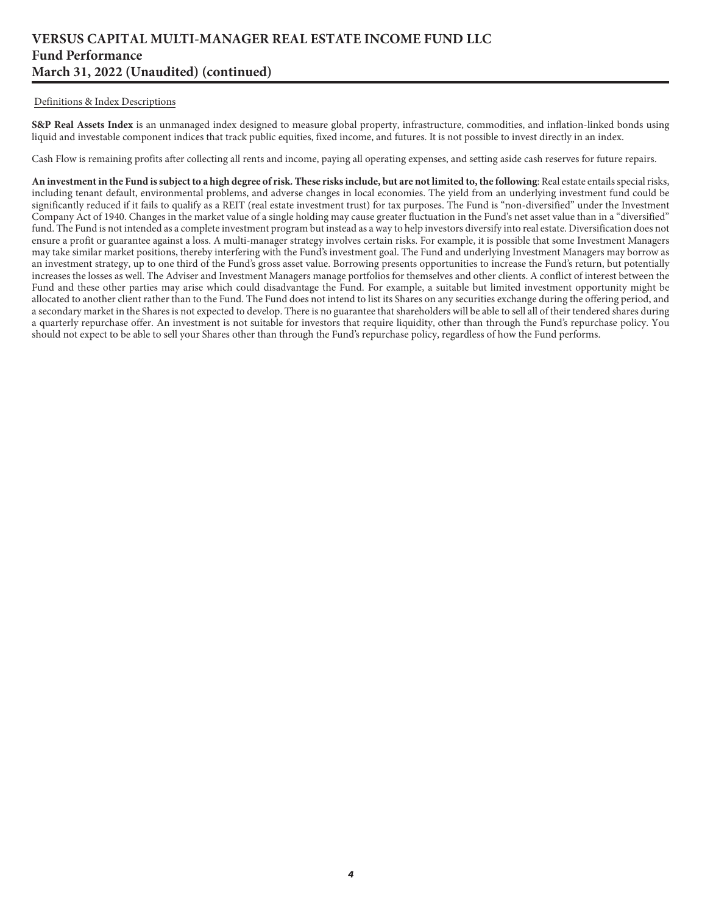Definitions & Index Descriptions

**S&P Real Assets Index** is an unmanaged index designed to measure global property, infrastructure, commodities, and inflation-linked bonds using liquid and investable component indices that track public equities, fixed income, and futures. It is not possible to invest directly in an index.

Cash Flow is remaining profits after collecting all rents and income, paying all operating expenses, and setting aside cash reserves for future repairs.

**An investment in the Fund is subject to a high degree of risk. These risks include, but are not limited to, the following**: Real estate entails special risks, including tenant default, environmental problems, and adverse changes in local economies. The yield from an underlying investment fund could be significantly reduced if it fails to qualify as a REIT (real estate investment trust) for tax purposes. The Fund is "non-diversified" under the Investment Company Act of 1940. Changes in the market value of a single holding may cause greater fluctuation in the Fund's net asset value than in a "diversified" fund. The Fund is not intended as a complete investment program but instead as a way to help investors diversify into real estate. Diversification does not ensure a profit or guarantee against a loss. A multi-manager strategy involves certain risks. For example, it is possible that some Investment Managers may take similar market positions, thereby interfering with the Fund's investment goal. The Fund and underlying Investment Managers may borrow as an investment strategy, up to one third of the Fund's gross asset value. Borrowing presents opportunities to increase the Fund's return, but potentially increases the losses as well. The Adviser and Investment Managers manage portfolios for themselves and other clients. A conflict of interest between the Fund and these other parties may arise which could disadvantage the Fund. For example, a suitable but limited investment opportunity might be allocated to another client rather than to the Fund. The Fund does not intend to list its Shares on any securities exchange during the offering period, and a secondary market in the Shares is not expected to develop. There is no guarantee that shareholders will be able to sell all of their tendered shares during a quarterly repurchase offer. An investment is not suitable for investors that require liquidity, other than through the Fund's repurchase policy. You should not expect to be able to sell your Shares other than through the Fund's repurchase policy, regardless of how the Fund performs.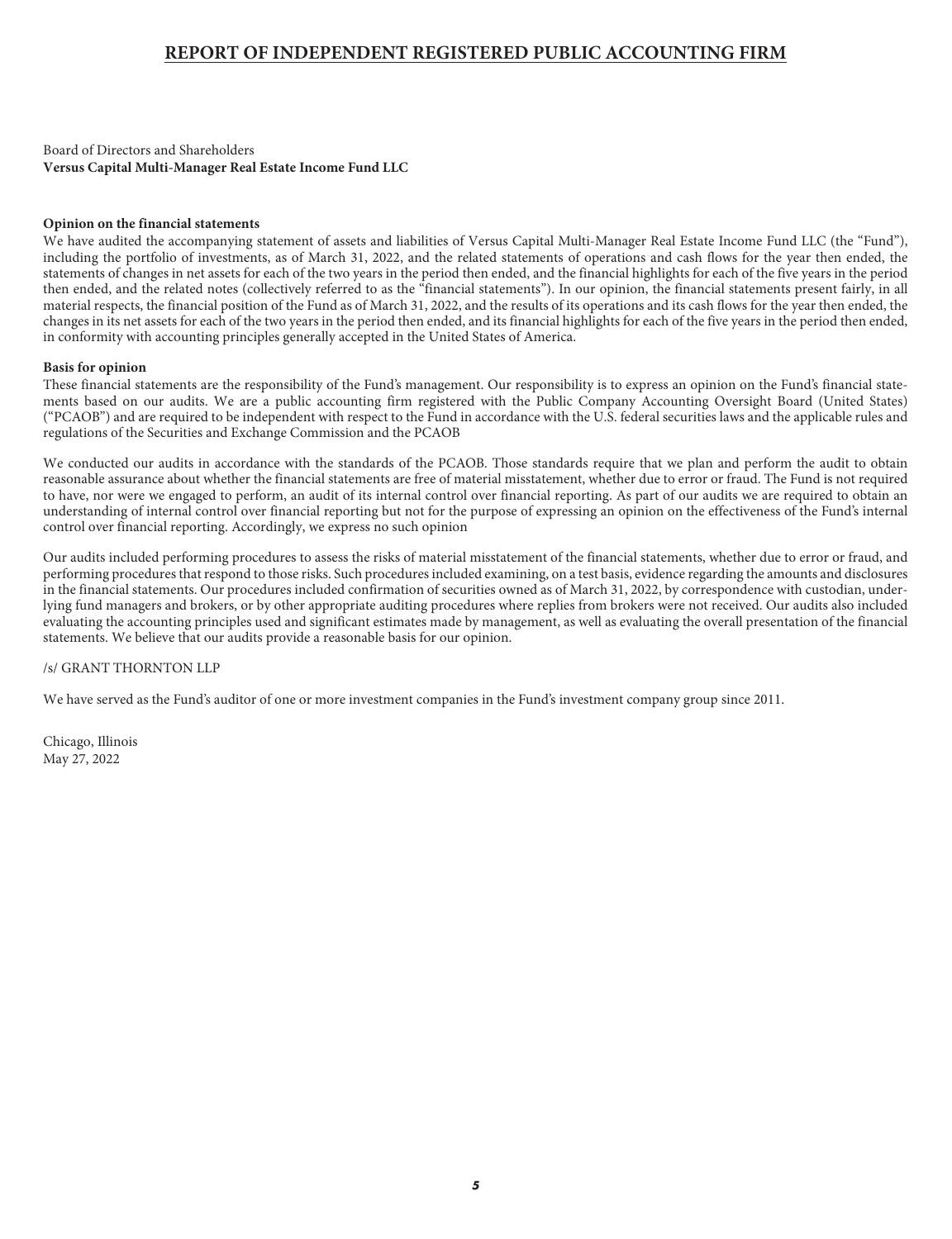# REPORT OF INDEPENDENT REGISTERED PUBLIC ACCOUNTING FIRM

Board of Directors and Shareholders
**Versus Capital Multi-Manager Real Estate Income Fund LLC**

**Opinion on the financial statements**

We have audited the accompanying statement of assets and liabilities of Versus Capital Multi-Manager Real Estate Income Fund LLC (the "Fund"), including the portfolio of investments, as of March 31, 2022, and the related statements of operations and cash flows for the year then ended, the statements of changes in net assets for each of the two years in the period then ended, and the financial highlights for each of the five years in the period then ended, and the related notes (collectively referred to as the "financial statements"). In our opinion, the financial statements present fairly, in all material respects, the financial position of the Fund as of March 31, 2022, and the results of its operations and its cash flows for the year then ended, the changes in its net assets for each of the two years in the period then ended, and its financial highlights for each of the five years in the period then ended, in conformity with accounting principles generally accepted in the United States of America.

**Basis for opinion**

These financial statements are the responsibility of the Fund's management. Our responsibility is to express an opinion on the Fund's financial statements based on our audits. We are a public accounting firm registered with the Public Company Accounting Oversight Board (United States) ("PCAOB") and are required to be independent with respect to the Fund in accordance with the U.S. federal securities laws and the applicable rules and regulations of the Securities and Exchange Commission and the PCAOB

We conducted our audits in accordance with the standards of the PCAOB. Those standards require that we plan and perform the audit to obtain reasonable assurance about whether the financial statements are free of material misstatement, whether due to error or fraud. The Fund is not required to have, nor were we engaged to perform, an audit of its internal control over financial reporting. As part of our audits we are required to obtain an understanding of internal control over financial reporting but not for the purpose of expressing an opinion on the effectiveness of the Fund's internal control over financial reporting. Accordingly, we express no such opinion

Our audits included performing procedures to assess the risks of material misstatement of the financial statements, whether due to error or fraud, and performing procedures that respond to those risks. Such procedures included examining, on a test basis, evidence regarding the amounts and disclosures in the financial statements. Our procedures included confirmation of securities owned as of March 31, 2022, by correspondence with custodian, underlying fund managers and brokers, or by other appropriate auditing procedures where replies from brokers were not received. Our audits also included evaluating the accounting principles used and significant estimates made by management, as well as evaluating the overall presentation of the financial statements. We believe that our audits provide a reasonable basis for our opinion.

/s/ GRANT THORNTON LLP

We have served as the Fund's auditor of one or more investment companies in the Fund's investment company group since 2011.

Chicago, Illinois
May 27, 2022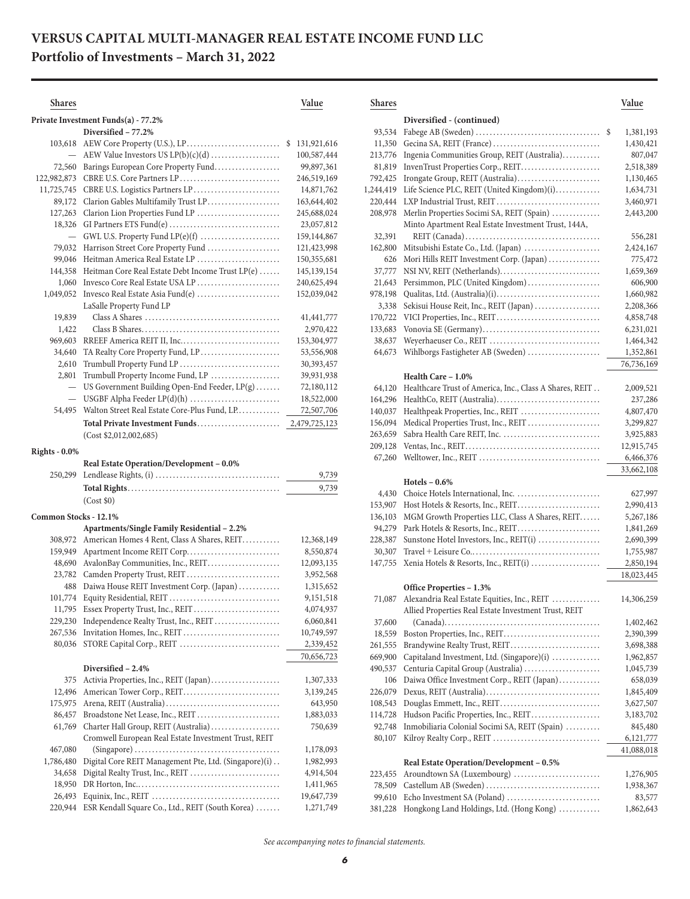# VERSUS CAPITAL MULTI-MANAGER REAL ESTATE INCOME FUND LLC

## Portfolio of Investments – March 31, 2022

| Shares | | Value |
|---|---|---|
| **Private Investment Funds(a) - 77.2%** | | |
| | **Diversified – 77.2%** | |
| 103,618 | AEW Core Property (U.S.), LP | $ 131,921,616 |
| — | AEW Value Investors US LP(b)(c)(d) | 100,587,444 |
| 72,560 | Barings European Core Property Fund | 99,897,361 |
| 122,982,873 | CBRE U.S. Core Partners LP | 246,519,169 |
| 11,725,745 | CBRE U.S. Logistics Partners LP | 14,871,762 |
| 89,172 | Clarion Gables Multifamily Trust LP | 163,644,402 |
| 127,263 | Clarion Lion Properties Fund LP | 245,688,024 |
| 18,326 | GI Partners ETS Fund(e) | 23,057,812 |
| — | GWL U.S. Property Fund LP(e)(f) | 159,144,867 |
| 79,032 | Harrison Street Core Property Fund | 121,423,998 |
| 99,046 | Heitman America Real Estate LP | 150,355,681 |
| 144,358 | Heitman Core Real Estate Debt Income Trust LP(e) | 145,139,154 |
| 1,060 | Invesco Core Real Estate USA LP | 240,625,494 |
| 1,049,052 | Invesco Real Estate Asia Fund(e) | 152,039,042 |
| | LaSalle Property Fund LP | |
| 19,839 | Class A Shares | 41,441,777 |
| 1,422 | Class B Shares | 2,970,422 |
| 969,603 | RREEF America REIT II, Inc. | 153,304,977 |
| 34,640 | TA Realty Core Property Fund, LP | 53,556,908 |
| 2,610 | Trumbull Property Fund LP | 30,393,457 |
| 2,801 | Trumbull Property Income Fund, LP | 39,931,938 |
| — | US Government Building Open-End Feeder, LP(g) | 72,180,112 |
| — | USGBF Alpha Feeder LP(d)(h) | 18,522,000 |
| 54,495 | Walton Street Real Estate Core-Plus Fund, LP. | 72,507,706 |
| | **Total Private Investment Funds** | 2,479,725,123 |
| | (Cost $2,012,002,685) | |
| **Rights - 0.0%** | | |
| | **Real Estate Operation/Development – 0.0%** | |
| 250,299 | Lendlease Rights, (i) | 9,739 |
| | **Total Rights** | 9,739 |
| | (Cost $0) | |
| **Common Stocks - 12.1%** | | |
| | **Apartments/Single Family Residential – 2.2%** | |
| 308,972 | American Homes 4 Rent, Class A Shares, REIT | 12,368,149 |
| 159,949 | Apartment Income REIT Corp. | 8,550,874 |
| 48,690 | AvalonBay Communities, Inc., REIT | 12,093,135 |
| 23,782 | Camden Property Trust, REIT | 3,952,568 |
| 488 | Daiwa House REIT Investment Corp. (Japan) | 1,315,652 |
| 101,774 | Equity Residential, REIT | 9,151,518 |
| 11,795 | Essex Property Trust, Inc., REIT | 4,074,937 |
| 229,230 | Independence Realty Trust, Inc., REIT | 6,060,841 |
| 267,536 | Invitation Homes, Inc., REIT | 10,749,597 |
| 80,036 | STORE Capital Corp., REIT | 2,339,452 |
| | | 70,656,723 |
| | **Diversified – 2.4%** | |
| 375 | Activia Properties, Inc., REIT (Japan) | 1,307,333 |
| 12,496 | American Tower Corp., REIT | 3,139,245 |
| 175,975 | Arena, REIT (Australia) | 643,950 |
| 86,457 | Broadstone Net Lease, Inc., REIT | 1,883,033 |
| 61,769 | Charter Hall Group, REIT (Australia) | 750,639 |
| | Cromwell European Real Estate Investment Trust, REIT | |
| 467,080 | (Singapore) | 1,178,093 |
| 1,786,480 | Digital Core REIT Management Pte, Ltd. (Singapore)(i) | 1,982,993 |
| 34,658 | Digital Realty Trust, Inc., REIT | 4,914,504 |
| 18,950 | DR Horton, Inc. | 1,411,965 |
| 26,493 | Equinix, Inc., REIT | 19,647,739 |
| 220,944 | ESR Kendall Square Co., Ltd., REIT (South Korea) | 1,271,749 |
| | **Diversified - (continued)** | |
| 93,534 | Fabege AB (Sweden) | $ 1,381,193 |
| 11,350 | Gecina SA, REIT (France) | 1,430,421 |
| 213,776 | Ingenia Communities Group, REIT (Australia) | 807,047 |
| 81,819 | InvenTrust Properties Corp., REIT | 2,518,389 |
| 792,425 | Irongate Group, REIT (Australia) | 1,130,465 |
| 1,244,419 | Life Science PLC, REIT (United Kingdom)(i) | 1,634,731 |
| 220,444 | LXP Industrial Trust, REIT | 3,460,971 |
| 208,978 | Merlin Properties Socimi SA, REIT (Spain) | 2,443,200 |
| | Minto Apartment Real Estate Investment Trust, 144A, | |
| 32,391 | REIT (Canada) | 556,281 |
| 162,800 | Mitsubishi Estate Co., Ltd. (Japan) | 2,424,167 |
| 626 | Mori Hills REIT Investment Corp. (Japan) | 775,472 |
| 37,777 | NSI NV, REIT (Netherlands) | 1,659,369 |
| 21,643 | Persimmon, PLC (United Kingdom) | 606,900 |
| 978,198 | Qualitas, Ltd. (Australia)(i) | 1,660,982 |
| 3,338 | Sekisui House Reit, Inc., REIT (Japan) | 2,208,366 |
| 170,722 | VICI Properties, Inc., REIT | 4,858,748 |
| 133,683 | Vonovia SE (Germany) | 6,231,021 |
| 38,637 | Weyerhaeuser Co., REIT | 1,464,342 |
| 64,673 | Wihlborgs Fastigheter AB (Sweden) | 1,352,861 |
| | | 76,736,169 |
| | **Health Care – 1.0%** | |
| 64,120 | Healthcare Trust of America, Inc., Class A Shares, REIT | 2,009,521 |
| 164,296 | HealthCo, REIT (Australia) | 237,286 |
| 140,037 | Healthpeak Properties, Inc., REIT | 4,807,470 |
| 156,094 | Medical Properties Trust, Inc., REIT | 3,299,827 |
| 263,659 | Sabra Health Care REIT, Inc. | 3,925,883 |
| 209,128 | Ventas, Inc., REIT | 12,915,745 |
| 67,260 | Welltower, Inc., REIT | 6,466,376 |
| | | 33,662,108 |
| | **Hotels – 0.6%** | |
| 4,430 | Choice Hotels International, Inc. | 627,997 |
| 153,907 | Host Hotels & Resorts, Inc., REIT | 2,990,413 |
| 136,103 | MGM Growth Properties LLC, Class A Shares, REIT | 5,267,186 |
| 94,279 | Park Hotels & Resorts, Inc., REIT | 1,841,269 |
| 228,387 | Sunstone Hotel Investors, Inc., REIT(i) | 2,690,399 |
| 30,307 | Travel + Leisure Co. | 1,755,987 |
| 147,755 | Xenia Hotels & Resorts, Inc., REIT(i) | 2,850,194 |
| | | 18,023,445 |
| | **Office Properties – 1.3%** | |
| 71,087 | Alexandria Real Estate Equities, Inc., REIT | 14,306,259 |
| | Allied Properties Real Estate Investment Trust, REIT | |
| 37,600 | (Canada) | 1,402,462 |
| 18,559 | Boston Properties, Inc., REIT | 2,390,399 |
| 261,555 | Brandywine Realty Trust, REIT | 3,698,388 |
| 669,900 | Capitaland Investment, Ltd. (Singapore)(i) | 1,962,857 |
| 490,537 | Centuria Capital Group (Australia) | 1,045,739 |
| 106 | Daiwa Office Investment Corp., REIT (Japan) | 658,039 |
| 226,079 | Dexus, REIT (Australia) | 1,845,409 |
| 108,543 | Douglas Emmett, Inc., REIT | 3,627,507 |
| 114,728 | Hudson Pacific Properties, Inc., REIT | 3,183,702 |
| 92,748 | Inmobiliaria Colonial Socimi SA, REIT (Spain) | 845,480 |
| 80,107 | Kilroy Realty Corp., REIT | 6,121,777 |
| | | 41,088,018 |
| | **Real Estate Operation/Development – 0.5%** | |
| 223,455 | Aroundtown SA (Luxembourg) | 1,276,905 |
| 78,509 | Castellum AB (Sweden) | 1,938,367 |
| 99,610 | Echo Investment SA (Poland) | 83,577 |
| 381,228 | Hongkong Land Holdings, Ltd. (Hong Kong) | 1,862,643 |

*See accompanying notes to financial statements.*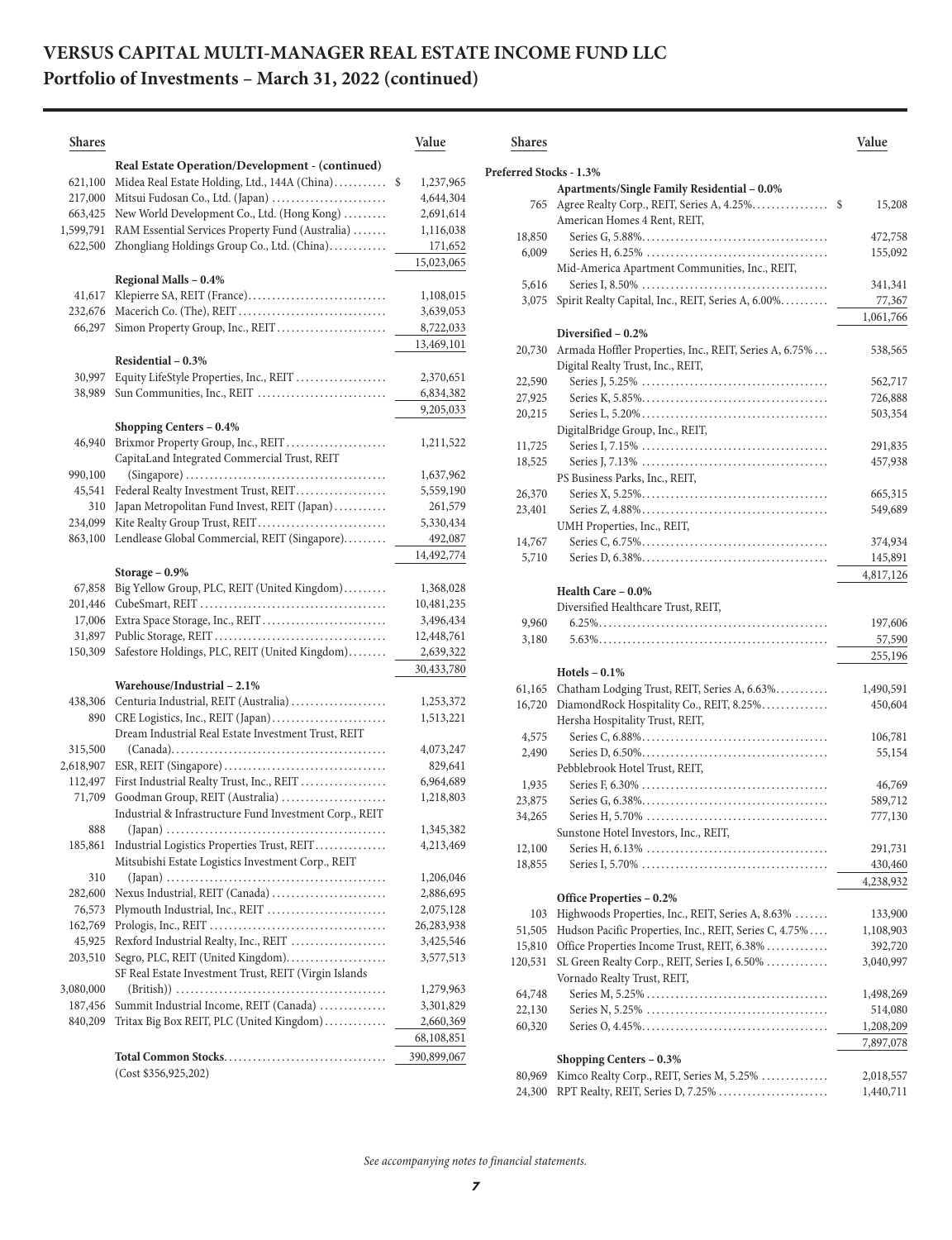# VERSUS CAPITAL MULTI-MANAGER REAL ESTATE INCOME FUND LLC
## Portfolio of Investments – March 31, 2022 (continued)

| Shares | | Value |
|---|---|---|
| | **Real Estate Operation/Development - (continued)** | |
| 621,100 | Midea Real Estate Holding, Ltd., 144A (China) | $ 1,237,965 |
| 217,000 | Mitsui Fudosan Co., Ltd. (Japan) | 4,644,304 |
| 663,425 | New World Development Co., Ltd. (Hong Kong) | 2,691,614 |
| 1,599,791 | RAM Essential Services Property Fund (Australia) | 1,116,038 |
| 622,500 | Zhongliang Holdings Group Co., Ltd. (China) | 171,652 |
| | | 15,023,065 |
| | **Regional Malls – 0.4%** | |
| 41,617 | Klepierre SA, REIT (France) | 1,108,015 |
| 232,676 | Macerich Co. (The), REIT | 3,639,053 |
| 66,297 | Simon Property Group, Inc., REIT | 8,722,033 |
| | | 13,469,101 |
| | **Residential – 0.3%** | |
| 30,997 | Equity LifeStyle Properties, Inc., REIT | 2,370,651 |
| 38,989 | Sun Communities, Inc., REIT | 6,834,382 |
| | | 9,205,033 |
| | **Shopping Centers – 0.4%** | |
| 46,940 | Brixmor Property Group, Inc., REIT | 1,211,522 |
| | CapitaLand Integrated Commercial Trust, REIT | |
| 990,100 | (Singapore) | 1,637,962 |
| 45,541 | Federal Realty Investment Trust, REIT | 5,559,190 |
| 310 | Japan Metropolitan Fund Invest, REIT (Japan) | 261,579 |
| 234,099 | Kite Realty Group Trust, REIT | 5,330,434 |
| 863,100 | Lendlease Global Commercial, REIT (Singapore) | 492,087 |
| | | 14,492,774 |
| | **Storage – 0.9%** | |
| 67,858 | Big Yellow Group, PLC, REIT (United Kingdom) | 1,368,028 |
| 201,446 | CubeSmart, REIT | 10,481,235 |
| 17,006 | Extra Space Storage, Inc., REIT | 3,496,434 |
| 31,897 | Public Storage, REIT | 12,448,761 |
| 150,309 | Safestore Holdings, PLC, REIT (United Kingdom) | 2,639,322 |
| | | 30,433,780 |
| | **Warehouse/Industrial – 2.1%** | |
| 438,306 | Centuria Industrial, REIT (Australia) | 1,253,372 |
| 890 | CRE Logistics, Inc., REIT (Japan) | 1,513,221 |
| | Dream Industrial Real Estate Investment Trust, REIT | |
| 315,500 | (Canada) | 4,073,247 |
| 2,618,907 | ESR, REIT (Singapore) | 829,641 |
| 112,497 | First Industrial Realty Trust, Inc., REIT | 6,964,689 |
| 71,709 | Goodman Group, REIT (Australia) | 1,218,803 |
| | Industrial & Infrastructure Fund Investment Corp., REIT | |
| 888 | (Japan) | 1,345,382 |
| 185,861 | Industrial Logistics Properties Trust, REIT | 4,213,469 |
| | Mitsubishi Estate Logistics Investment Corp., REIT | |
| 310 | (Japan) | 1,206,046 |
| 282,600 | Nexus Industrial, REIT (Canada) | 2,886,695 |
| 76,573 | Plymouth Industrial, Inc., REIT | 2,075,128 |
| 162,769 | Prologis, Inc., REIT | 26,283,938 |
| 45,925 | Rexford Industrial Realty, Inc., REIT | 3,425,546 |
| 203,510 | Segro, PLC, REIT (United Kingdom) | 3,577,513 |
| | SF Real Estate Investment Trust, REIT (Virgin Islands | |
| 3,080,000 | (British)) | 1,279,963 |
| 187,456 | Summit Industrial Income, REIT (Canada) | 3,301,829 |
| 840,209 | Tritax Big Box REIT, PLC (United Kingdom) | 2,660,369 |
| | | 68,108,851 |
| | **Total Common Stocks** | 390,899,067 |
| | (Cost $356,925,202) | |

| Shares | | Value |
|---|---|---|
| **Preferred Stocks - 1.3%** | | |
| | **Apartments/Single Family Residential – 0.0%** | |
| 765 | Agree Realty Corp., REIT, Series A, 4.25% | $ 15,208 |
| | American Homes 4 Rent, REIT, | |
| 18,850 | Series G, 5.88% | 472,758 |
| 6,009 | Series H, 6.25% | 155,092 |
| | Mid-America Apartment Communities, Inc., REIT, | |
| 5,616 | Series I, 8.50% | 341,341 |
| 3,075 | Spirit Realty Capital, Inc., REIT, Series A, 6.00% | 77,367 |
| | | 1,061,766 |
| | **Diversified – 0.2%** | |
| 20,730 | Armada Hoffler Properties, Inc., REIT, Series A, 6.75% | 538,565 |
| | Digital Realty Trust, Inc., REIT, | |
| 22,590 | Series J, 5.25% | 562,717 |
| 27,925 | Series K, 5.85% | 726,888 |
| 20,215 | Series L, 5.20% | 503,354 |
| | DigitalBridge Group, Inc., REIT, | |
| 11,725 | Series I, 7.15% | 291,835 |
| 18,525 | Series J, 7.13% | 457,938 |
| | PS Business Parks, Inc., REIT, | |
| 26,370 | Series X, 5.25% | 665,315 |
| 23,401 | Series Z, 4.88% | 549,689 |
| | UMH Properties, Inc., REIT, | |
| 14,767 | Series C, 6.75% | 374,934 |
| 5,710 | Series D, 6.38% | 145,891 |
| | | 4,817,126 |
| | **Health Care – 0.0%** | |
| | Diversified Healthcare Trust, REIT, | |
| 9,960 | 6.25% | 197,606 |
| 3,180 | 5.63% | 57,590 |
| | | 255,196 |
| | **Hotels – 0.1%** | |
| 61,165 | Chatham Lodging Trust, REIT, Series A, 6.63% | 1,490,591 |
| 16,720 | DiamondRock Hospitality Co., REIT, 8.25% | 450,604 |
| | Hersha Hospitality Trust, REIT, | |
| 4,575 | Series C, 6.88% | 106,781 |
| 2,490 | Series D, 6.50% | 55,154 |
| | Pebblebrook Hotel Trust, REIT, | |
| 1,935 | Series F, 6.30% | 46,769 |
| 23,875 | Series G, 6.38% | 589,712 |
| 34,265 | Series H, 5.70% | 777,130 |
| | Sunstone Hotel Investors, Inc., REIT, | |
| 12,100 | Series H, 6.13% | 291,731 |
| 18,855 | Series I, 5.70% | 430,460 |
| | | 4,238,932 |
| | **Office Properties – 0.2%** | |
| 103 | Highwoods Properties, Inc., REIT, Series A, 8.63% | 133,900 |
| 51,505 | Hudson Pacific Properties, Inc., REIT, Series C, 4.75% | 1,108,903 |
| 15,810 | Office Properties Income Trust, REIT, 6.38% | 392,720 |
| 120,531 | SL Green Realty Corp., REIT, Series I, 6.50% | 3,040,997 |
| | Vornado Realty Trust, REIT, | |
| 64,748 | Series M, 5.25% | 1,498,269 |
| 22,130 | Series N, 5.25% | 514,080 |
| 60,320 | Series O, 4.45% | 1,208,209 |
| | | 7,897,078 |
| | **Shopping Centers – 0.3%** | |
| 80,969 | Kimco Realty Corp., REIT, Series M, 5.25% | 2,018,557 |
| 24,300 | RPT Realty, REIT, Series D, 7.25% | 1,440,711 |

*See accompanying notes to financial statements.*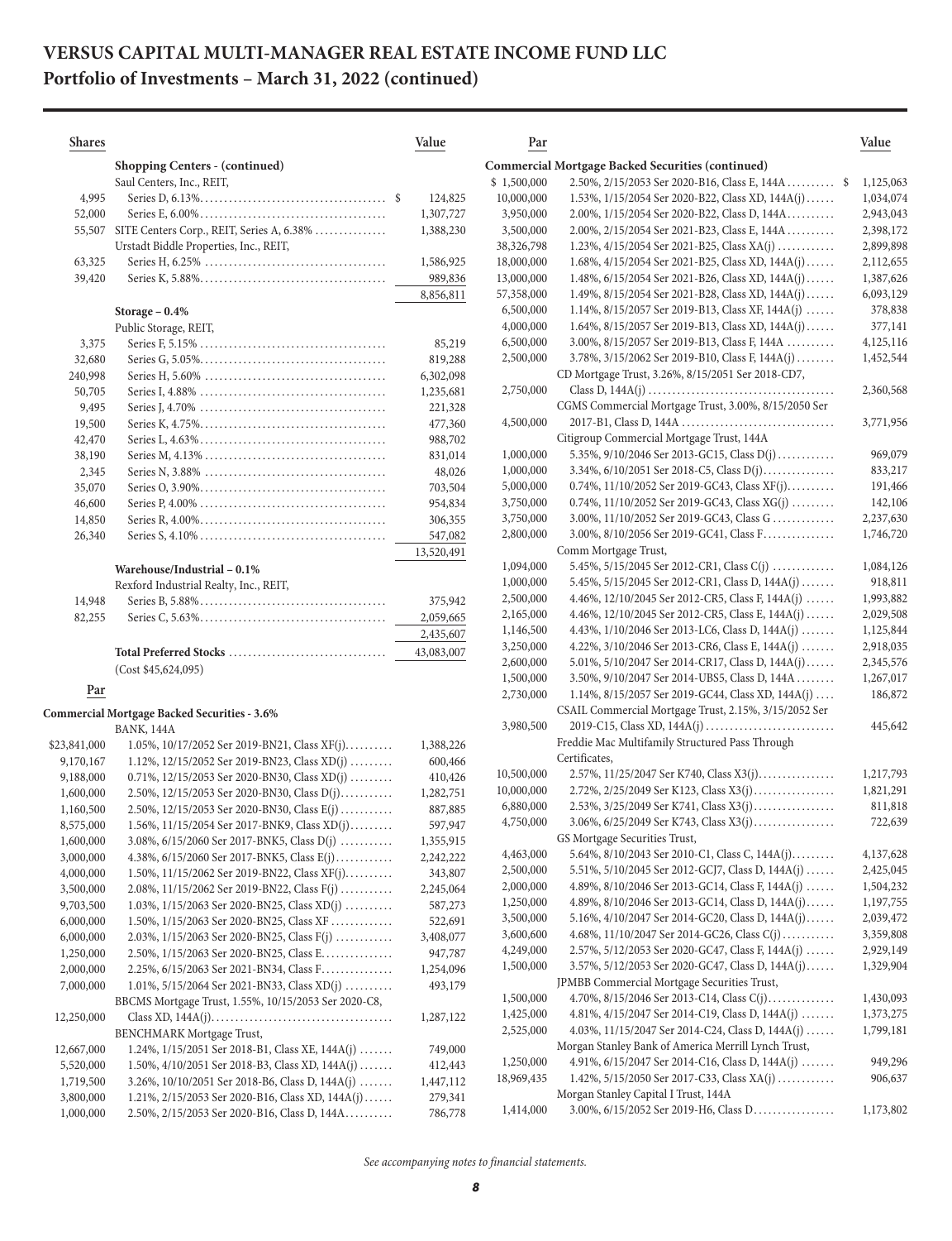# VERSUS CAPITAL MULTI-MANAGER REAL ESTATE INCOME FUND LLC
## Portfolio of Investments – March 31, 2022 (continued)

| Shares | | Value |
|---|---|---|
| | **Shopping Centers - (continued)** | |
| | Saul Centers, Inc., REIT, | |
| 4,995 | Series D, 6.13% | $ 124,825 |
| 52,000 | Series E, 6.00% | 1,307,727 |
| 55,507 | SITE Centers Corp., REIT, Series A, 6.38% | 1,388,230 |
| | Urstadt Biddle Properties, Inc., REIT, | |
| 63,325 | Series H, 6.25% | 1,586,925 |
| 39,420 | Series K, 5.88% | 989,836 |
| | | 8,856,811 |
| | **Storage – 0.4%** | |
| | Public Storage, REIT, | |
| 3,375 | Series F, 5.15% | 85,219 |
| 32,680 | Series G, 5.05% | 819,288 |
| 240,998 | Series H, 5.60% | 6,302,098 |
| 50,705 | Series I, 4.88% | 1,235,681 |
| 9,495 | Series J, 4.70% | 221,328 |
| 19,500 | Series K, 4.75% | 477,360 |
| 42,470 | Series L, 4.63% | 988,702 |
| 38,190 | Series M, 4.13% | 831,014 |
| 2,345 | Series N, 3.88% | 48,026 |
| 35,070 | Series O, 3.90% | 703,504 |
| 46,600 | Series P, 4.00% | 954,834 |
| 14,850 | Series R, 4.00% | 306,355 |
| 26,340 | Series S, 4.10% | 547,082 |
| | | 13,520,491 |
| | **Warehouse/Industrial – 0.1%** | |
| | Rexford Industrial Realty, Inc., REIT, | |
| 14,948 | Series B, 5.88% | 375,942 |
| 82,255 | Series C, 5.63% | 2,059,665 |
| | | 2,435,607 |
| | **Total Preferred Stocks** | 43,083,007 |
| | (Cost $45,624,095) | |

| Par | | Value |
|---|---|---|
| | **Commercial Mortgage Backed Securities - 3.6%** | |
| | BANK, 144A | |
| $23,841,000 | 1.05%, 10/17/2052 Ser 2019-BN21, Class XF(j) | 1,388,226 |
| 9,170,167 | 1.12%, 12/15/2052 Ser 2019-BN23, Class XD(j) | 600,466 |
| 9,188,000 | 0.71%, 12/15/2053 Ser 2020-BN30, Class XD(j) | 410,426 |
| 1,600,000 | 2.50%, 12/15/2053 Ser 2020-BN30, Class D(j) | 1,282,751 |
| 1,160,500 | 2.50%, 12/15/2053 Ser 2020-BN30, Class E(j) | 887,885 |
| 8,575,000 | 1.56%, 11/15/2054 Ser 2017-BNK9, Class XD(j) | 597,947 |
| 1,600,000 | 3.08%, 6/15/2060 Ser 2017-BNK5, Class D(j) | 1,355,915 |
| 3,000,000 | 4.38%, 6/15/2060 Ser 2017-BNK5, Class E(j) | 2,242,222 |
| 4,000,000 | 1.50%, 11/15/2062 Ser 2019-BN22, Class XF(j) | 343,807 |
| 3,500,000 | 2.08%, 11/15/2062 Ser 2019-BN22, Class F(j) | 2,245,064 |
| 9,703,500 | 1.03%, 1/15/2063 Ser 2020-BN25, Class XD(j) | 587,273 |
| 6,000,000 | 1.50%, 1/15/2063 Ser 2020-BN25, Class XF | 522,691 |
| 6,000,000 | 2.03%, 1/15/2063 Ser 2020-BN25, Class F(j) | 3,408,077 |
| 1,250,000 | 2.50%, 1/15/2063 Ser 2020-BN25, Class E | 947,787 |
| 2,000,000 | 2.25%, 6/15/2063 Ser 2021-BN34, Class F | 1,254,096 |
| 7,000,000 | 1.01%, 5/15/2064 Ser 2021-BN33, Class XD(j) | 493,179 |
| | BBCMS Mortgage Trust, 1.55%, 10/15/2053 Ser 2020-C8, | |
| 12,250,000 | Class XD, 144A(j) | 1,287,122 |
| | BENCHMARK Mortgage Trust, | |
| 12,667,000 | 1.24%, 1/15/2051 Ser 2018-B1, Class XE, 144A(j) | 749,000 |
| 5,520,000 | 1.50%, 4/10/2051 Ser 2018-B3, Class XD, 144A(j) | 412,443 |
| 1,719,500 | 3.26%, 10/10/2051 Ser 2018-B6, Class D, 144A(j) | 1,447,112 |
| 3,800,000 | 1.21%, 2/15/2053 Ser 2020-B16, Class XD, 144A(j) | 279,341 |
| 1,000,000 | 2.50%, 2/15/2053 Ser 2020-B16, Class D, 144A | 786,778 |
| $ 1,500,000 | 2.50%, 2/15/2053 Ser 2020-B16, Class E, 144A | $ 1,125,063 |
| 10,000,000 | 1.53%, 1/15/2054 Ser 2020-B22, Class XD, 144A(j) | 1,034,074 |
| 3,950,000 | 2.00%, 1/15/2054 Ser 2020-B22, Class D, 144A | 2,943,043 |
| 3,500,000 | 2.00%, 2/15/2054 Ser 2021-B23, Class E, 144A | 2,398,172 |
| 38,326,798 | 1.23%, 4/15/2054 Ser 2021-B25, Class XA(j) | 2,899,898 |
| 18,000,000 | 1.68%, 4/15/2054 Ser 2021-B25, Class XD, 144A(j) | 2,112,655 |
| 13,000,000 | 1.48%, 6/15/2054 Ser 2021-B26, Class XD, 144A(j) | 1,387,626 |
| 57,358,000 | 1.49%, 8/15/2054 Ser 2021-B28, Class XD, 144A(j) | 6,093,129 |
| 6,500,000 | 1.14%, 8/15/2057 Ser 2019-B13, Class XF, 144A(j) | 378,838 |
| 4,000,000 | 1.64%, 8/15/2057 Ser 2019-B13, Class XD, 144A(j) | 377,141 |
| 6,500,000 | 3.00%, 8/15/2057 Ser 2019-B13, Class F, 144A | 4,125,116 |
| 2,500,000 | 3.78%, 3/15/2062 Ser 2019-B10, Class F, 144A(j) | 1,452,544 |
| | CD Mortgage Trust, 3.26%, 8/15/2051 Ser 2018-CD7, | |
| 2,750,000 | Class D, 144A(j) | 2,360,568 |
| | CGMS Commercial Mortgage Trust, 3.00%, 8/15/2050 Ser | |
| 4,500,000 | 2017-B1, Class D, 144A | 3,771,956 |
| | Citigroup Commercial Mortgage Trust, 144A | |
| 1,000,000 | 5.35%, 9/10/2046 Ser 2013-GC15, Class D(j) | 969,079 |
| 1,000,000 | 3.34%, 6/10/2051 Ser 2018-C5, Class D(j) | 833,217 |
| 5,000,000 | 0.74%, 11/10/2052 Ser 2019-GC43, Class XF(j) | 191,466 |
| 3,750,000 | 0.74%, 11/10/2052 Ser 2019-GC43, Class XG(j) | 142,106 |
| 3,750,000 | 3.00%, 11/10/2052 Ser 2019-GC43, Class G | 2,237,630 |
| 2,800,000 | 3.00%, 8/10/2056 Ser 2019-GC41, Class F | 1,746,720 |
| | Comm Mortgage Trust, | |
| 1,094,000 | 5.45%, 5/15/2045 Ser 2012-CR1, Class C(j) | 1,084,126 |
| 1,000,000 | 5.45%, 5/15/2045 Ser 2012-CR1, Class D, 144A(j) | 918,811 |
| 2,500,000 | 4.46%, 12/10/2045 Ser 2012-CR5, Class F, 144A(j) | 1,993,882 |
| 2,165,000 | 4.46%, 12/10/2045 Ser 2012-CR5, Class E, 144A(j) | 2,029,508 |
| 1,146,500 | 4.43%, 1/10/2046 Ser 2013-LC6, Class D, 144A(j) | 1,125,844 |
| 3,250,000 | 4.22%, 3/10/2046 Ser 2013-CR6, Class E, 144A(j) | 2,918,035 |
| 2,600,000 | 5.01%, 5/10/2047 Ser 2014-CR17, Class D, 144A(j) | 2,345,576 |
| 1,500,000 | 3.50%, 9/10/2047 Ser 2014-UBS5, Class D, 144A | 1,267,017 |
| 2,730,000 | 1.14%, 8/15/2057 Ser 2019-GC44, Class XD, 144A(j) | 186,872 |
| | CSAIL Commercial Mortgage Trust, 2.15%, 3/15/2052 Ser | |
| 3,980,500 | 2019-C15, Class XD, 144A(j) | 445,642 |
| | Freddie Mac Multifamily Structured Pass Through Certificates, | |
| 10,500,000 | 2.57%, 11/25/2047 Ser K740, Class X3(j) | 1,217,793 |
| 10,000,000 | 2.72%, 2/25/2049 Ser K123, Class X3(j) | 1,821,291 |
| 6,880,000 | 2.53%, 3/25/2049 Ser K741, Class X3(j) | 811,818 |
| 4,750,000 | 3.06%, 6/25/2049 Ser K743, Class X3(j) | 722,639 |
| | GS Mortgage Securities Trust, | |
| 4,463,000 | 5.64%, 8/10/2043 Ser 2010-C1, Class C, 144A(j) | 4,137,628 |
| 2,500,000 | 5.51%, 5/10/2045 Ser 2012-GCJ7, Class D, 144A(j) | 2,425,045 |
| 2,000,000 | 4.89%, 8/10/2046 Ser 2013-GC14, Class F, 144A(j) | 1,504,232 |
| 1,250,000 | 4.89%, 8/10/2046 Ser 2013-GC14, Class D, 144A(j) | 1,197,755 |
| 3,500,000 | 5.16%, 4/10/2047 Ser 2014-GC20, Class D, 144A(j) | 2,039,472 |
| 3,600,600 | 4.68%, 11/10/2047 Ser 2014-GC26, Class C(j) | 3,359,808 |
| 4,249,000 | 2.57%, 5/12/2053 Ser 2020-GC47, Class F, 144A(j) | 2,929,149 |
| 1,500,000 | 3.57%, 5/12/2053 Ser 2020-GC47, Class D, 144A(j) | 1,329,904 |
| | JPMBB Commercial Mortgage Securities Trust, | |
| 1,500,000 | 4.70%, 8/15/2046 Ser 2013-C14, Class C(j) | 1,430,093 |
| 1,425,000 | 4.81%, 4/15/2047 Ser 2014-C19, Class D, 144A(j) | 1,373,275 |
| 2,525,000 | 4.03%, 11/15/2047 Ser 2014-C24, Class D, 144A(j) | 1,799,181 |
| | Morgan Stanley Bank of America Merrill Lynch Trust, | |
| 1,250,000 | 4.91%, 6/15/2047 Ser 2014-C16, Class D, 144A(j) | 949,296 |
| 18,969,435 | 1.42%, 5/15/2050 Ser 2017-C33, Class XA(j) | 906,637 |
| | Morgan Stanley Capital I Trust, 144A | |
| 1,414,000 | 3.00%, 6/15/2052 Ser 2019-H6, Class D | 1,173,802 |

*See accompanying notes to financial statements.*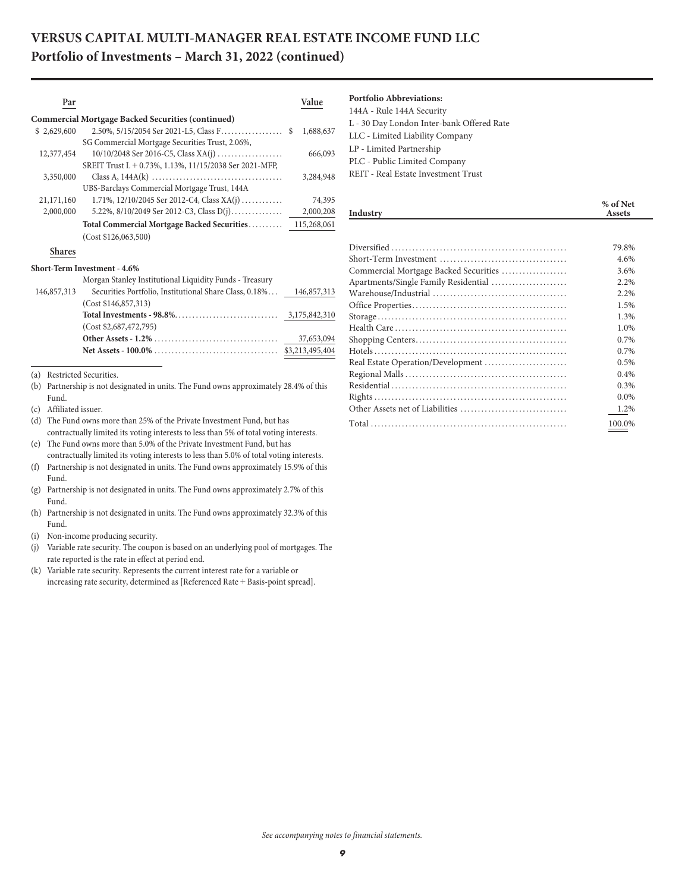# VERSUS CAPITAL MULTI-MANAGER REAL ESTATE INCOME FUND LLC

## Portfolio of Investments – March 31, 2022 (continued)

| Par | | Value |
|---|---|---|
| | **Commercial Mortgage Backed Securities (continued)** | |
| $ 2,629,600 | 2.50%, 5/15/2054 Ser 2021-L5, Class F | $ 1,688,637 |
| | SG Commercial Mortgage Securities Trust, 2.06%, | |
| 12,377,454 | 10/10/2048 Ser 2016-C5, Class XA(j) | 666,093 |
| | SREIT Trust L + 0.73%, 1.13%, 11/15/2038 Ser 2021-MFP, | |
| 3,350,000 | Class A, 144A(k) | 3,284,948 |
| | UBS-Barclays Commercial Mortgage Trust, 144A | |
| 21,171,160 | 1.71%, 12/10/2045 Ser 2012-C4, Class XA(j) | 74,395 |
| 2,000,000 | 5.22%, 8/10/2049 Ser 2012-C3, Class D(j) | 2,000,208 |
| | **Total Commercial Mortgage Backed Securities** | 115,268,061 |
| | (Cost $126,063,500) | |
| **Shares** | | |
| | **Short-Term Investment - 4.6%** | |
| | Morgan Stanley Institutional Liquidity Funds - Treasury | |
| 146,857,313 | Securities Portfolio, Institutional Share Class, 0.18% | 146,857,313 |
| | (Cost $146,857,313) | |
| | **Total Investments - 98.8%** | 3,175,842,310 |
| | (Cost $2,687,472,795) | |
| | **Other Assets - 1.2%** | 37,653,094 |
| | **Net Assets - 100.0%** | $3,213,495,404 |

(a) Restricted Securities.
(b) Partnership is not designated in units. The Fund owns approximately 28.4% of this Fund.
(c) Affiliated issuer.
(d) The Fund owns more than 25% of the Private Investment Fund, but has contractually limited its voting interests to less than 5% of total voting interests.
(e) The Fund owns more than 5.0% of the Private Investment Fund, but has contractually limited its voting interests to less than 5.0% of total voting interests.
(f) Partnership is not designated in units. The Fund owns approximately 15.9% of this Fund.
(g) Partnership is not designated in units. The Fund owns approximately 2.7% of this Fund.
(h) Partnership is not designated in units. The Fund owns approximately 32.3% of this Fund.
(i) Non-income producing security.
(j) Variable rate security. The coupon is based on an underlying pool of mortgages. The rate reported is the rate in effect at period end.
(k) Variable rate security. Represents the current interest rate for a variable or increasing rate security, determined as [Referenced Rate + Basis-point spread].

**Portfolio Abbreviations:**

144A - Rule 144A Security
L - 30 Day London Inter-bank Offered Rate
LLC - Limited Liability Company
LP - Limited Partnership
PLC - Public Limited Company
REIT - Real Estate Investment Trust

| Industry | % of Net Assets |
|---|---|
| Diversified | 79.8% |
| Short-Term Investment | 4.6% |
| Commercial Mortgage Backed Securities | 3.6% |
| Apartments/Single Family Residential | 2.2% |
| Warehouse/Industrial | 2.2% |
| Office Properties | 1.5% |
| Storage | 1.3% |
| Health Care | 1.0% |
| Shopping Centers | 0.7% |
| Hotels | 0.7% |
| Real Estate Operation/Development | 0.5% |
| Regional Malls | 0.4% |
| Residential | 0.3% |
| Rights | 0.0% |
| Other Assets net of Liabilities | 1.2% |
| Total | 100.0% |

*See accompanying notes to financial statements.*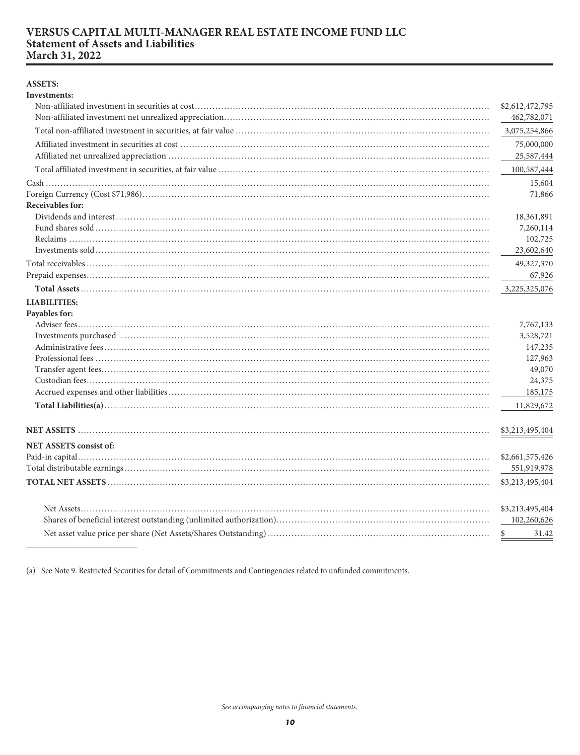# VERSUS CAPITAL MULTI-MANAGER REAL ESTATE INCOME FUND LLC
## Statement of Assets and Liabilities
## March 31, 2022

| | |
|---|---|
| **ASSETS:** | |
| **Investments:** | |
| Non-affiliated investment in securities at cost | $2,612,472,795 |
| Non-affiliated investment net unrealized appreciation | 462,782,071 |
| Total non-affiliated investment in securities, at fair value | 3,075,254,866 |
| Affiliated investment in securities at cost | 75,000,000 |
| Affiliated net unrealized appreciation | 25,587,444 |
| Total affiliated investment in securities, at fair value | 100,587,444 |
| Cash | 15,604 |
| Foreign Currency (Cost $71,986) | 71,866 |
| **Receivables for:** | |
| Dividends and interest | 18,361,891 |
| Fund shares sold | 7,260,114 |
| Reclaims | 102,725 |
| Investments sold | 23,602,640 |
| Total receivables | 49,327,370 |
| Prepaid expenses | 67,926 |
| **Total Assets** | 3,225,325,076 |
| **LIABILITIES:** | |
| **Payables for:** | |
| Adviser fees | 7,767,133 |
| Investments purchased | 3,528,721 |
| Administrative fees | 147,235 |
| Professional fees | 127,963 |
| Transfer agent fees | 49,070 |
| Custodian fees | 24,375 |
| Accrued expenses and other liabilities | 185,175 |
| **Total Liabilities(a)** | 11,829,672 |
| **NET ASSETS** | $3,213,495,404 |
| **NET ASSETS consist of:** | |
| Paid-in capital | $2,661,575,426 |
| Total distributable earnings | 551,919,978 |
| **TOTAL NET ASSETS** | $3,213,495,404 |
| Net Assets | $3,213,495,404 |
| Shares of beneficial interest outstanding (unlimited authorization) | 102,260,626 |
| Net asset value price per share (Net Assets/Shares Outstanding) | $ 31.42 |

(a) See Note 9. Restricted Securities for detail of Commitments and Contingencies related to unfunded commitments.

*See accompanying notes to financial statements.*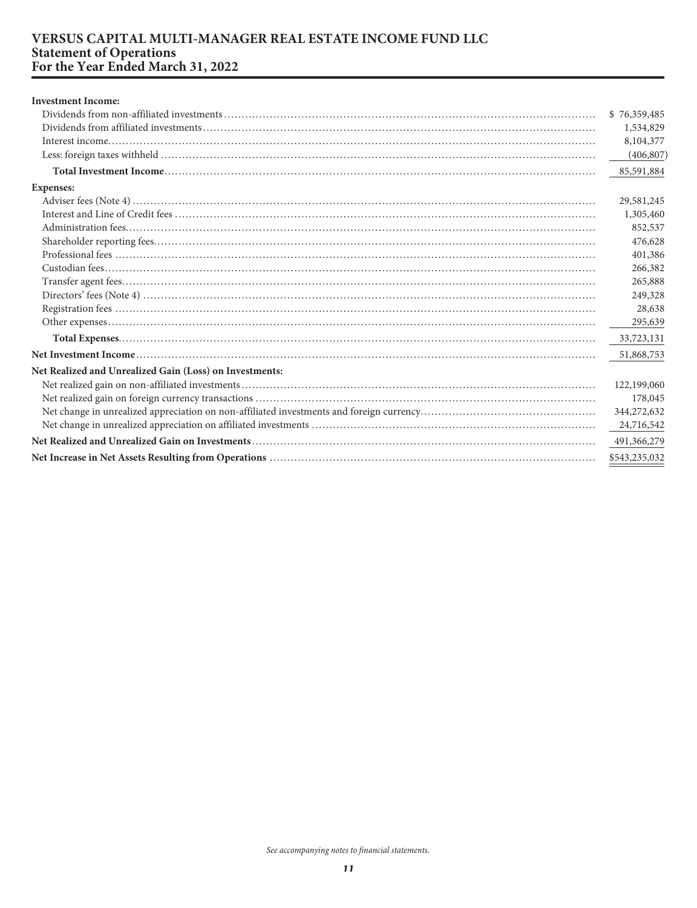# VERSUS CAPITAL MULTI-MANAGER REAL ESTATE INCOME FUND LLC
## Statement of Operations
## For the Year Ended March 31, 2022

| | |
|---|---|
| **Investment Income:** | |
| Dividends from non-affiliated investments | $ 76,359,485 |
| Dividends from affiliated investments | 1,534,829 |
| Interest income | 8,104,377 |
| Less: foreign taxes withheld | (406,807) |
| **Total Investment Income** | 85,591,884 |
| **Expenses:** | |
| Adviser fees (Note 4) | 29,581,245 |
| Interest and Line of Credit fees | 1,305,460 |
| Administration fees | 852,537 |
| Shareholder reporting fees | 476,628 |
| Professional fees | 401,386 |
| Custodian fees | 266,382 |
| Transfer agent fees | 265,888 |
| Directors' fees (Note 4) | 249,328 |
| Registration fees | 28,638 |
| Other expenses | 295,639 |
| **Total Expenses** | 33,723,131 |
| **Net Investment Income** | 51,868,753 |
| **Net Realized and Unrealized Gain (Loss) on Investments:** | |
| Net realized gain on non-affiliated investments | 122,199,060 |
| Net realized gain on foreign currency transactions | 178,045 |
| Net change in unrealized appreciation on non-affiliated investments and foreign currency | 344,272,632 |
| Net change in unrealized appreciation on affiliated investments | 24,716,542 |
| **Net Realized and Unrealized Gain on Investments** | 491,366,279 |
| **Net Increase in Net Assets Resulting from Operations** | $543,235,032 |

*See accompanying notes to financial statements.*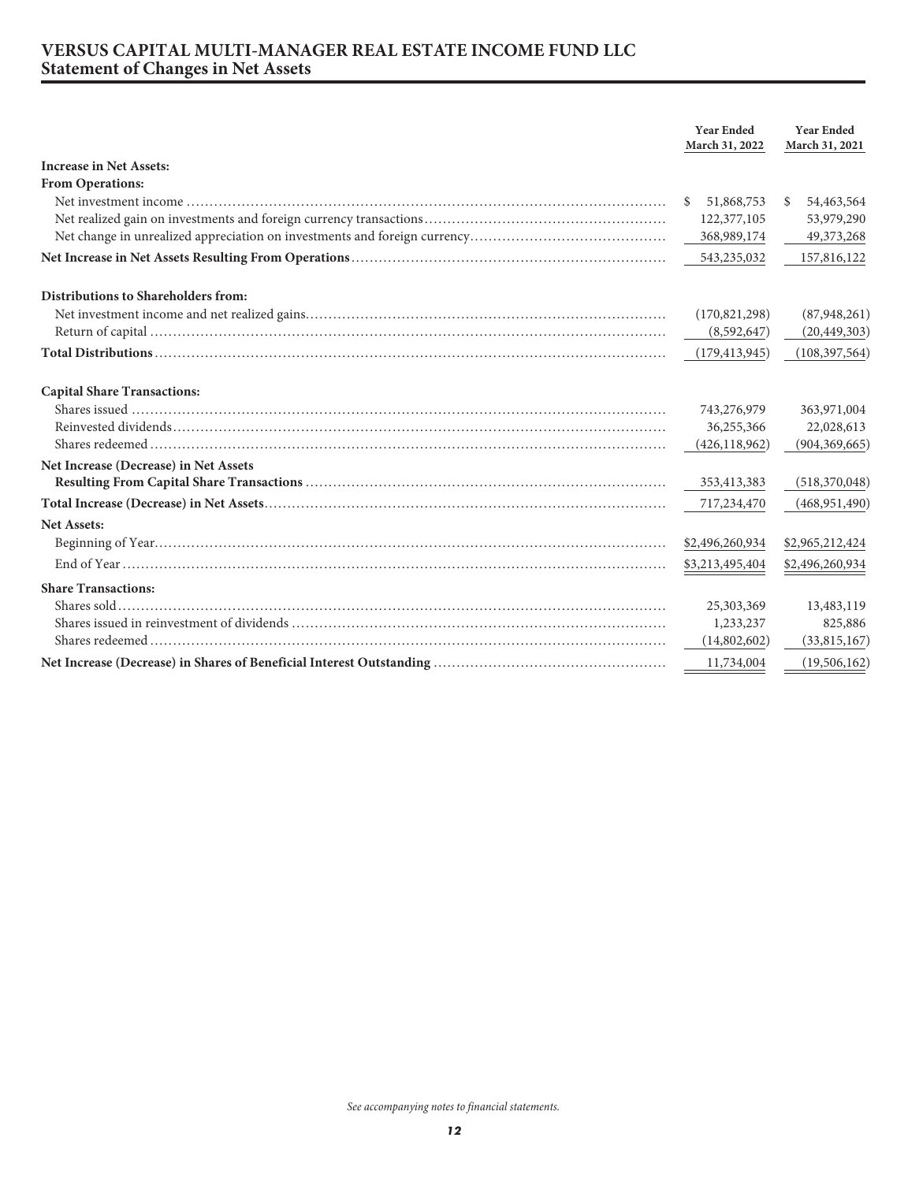# VERSUS CAPITAL MULTI-MANAGER REAL ESTATE INCOME FUND LLC
## Statement of Changes in Net Assets

| | Year Ended March 31, 2022 | Year Ended March 31, 2021 |
|---|---|---|
| **Increase in Net Assets:** | | |
| **From Operations:** | | |
| Net investment income | $ 51,868,753 | $ 54,463,564 |
| Net realized gain on investments and foreign currency transactions | 122,377,105 | 53,979,290 |
| Net change in unrealized appreciation on investments and foreign currency | 368,989,174 | 49,373,268 |
| **Net Increase in Net Assets Resulting From Operations** | 543,235,032 | 157,816,122 |
| **Distributions to Shareholders from:** | | |
| Net investment income and net realized gains | (170,821,298) | (87,948,261) |
| Return of capital | (8,592,647) | (20,449,303) |
| **Total Distributions** | (179,413,945) | (108,397,564) |
| **Capital Share Transactions:** | | |
| Shares issued | 743,276,979 | 363,971,004 |
| Reinvested dividends | 36,255,366 | 22,028,613 |
| Shares redeemed | (426,118,962) | (904,369,665) |
| **Net Increase (Decrease) in Net Assets Resulting From Capital Share Transactions** | 353,413,383 | (518,370,048) |
| **Total Increase (Decrease) in Net Assets** | 717,234,470 | (468,951,490) |
| **Net Assets:** | | |
| Beginning of Year | $2,496,260,934 | $2,965,212,424 |
| End of Year | $3,213,495,404 | $2,496,260,934 |
| **Share Transactions:** | | |
| Shares sold | 25,303,369 | 13,483,119 |
| Shares issued in reinvestment of dividends | 1,233,237 | 825,886 |
| Shares redeemed | (14,802,602) | (33,815,167) |
| **Net Increase (Decrease) in Shares of Beneficial Interest Outstanding** | 11,734,004 | (19,506,162) |

*See accompanying notes to financial statements.*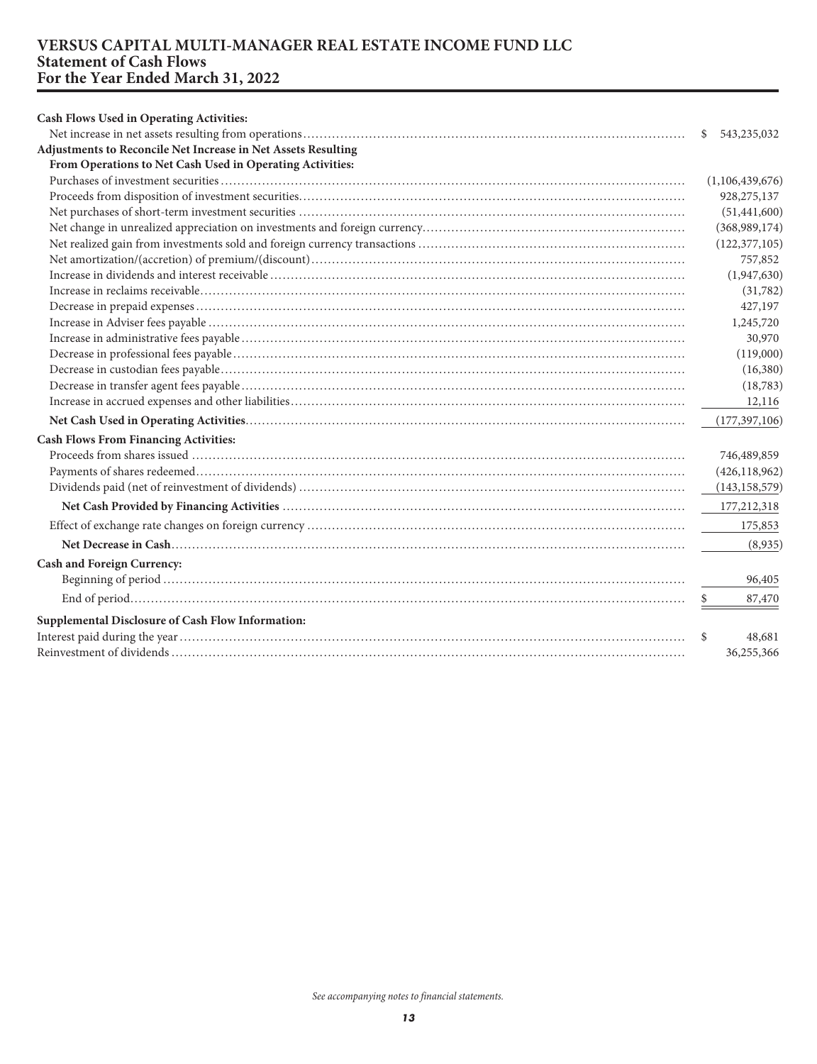# VERSUS CAPITAL MULTI-MANAGER REAL ESTATE INCOME FUND LLC
## Statement of Cash Flows
## For the Year Ended March 31, 2022

| | |
|---|---|
| **Cash Flows Used in Operating Activities:** | |
| Net increase in net assets resulting from operations | $ 543,235,032 |
| **Adjustments to Reconcile Net Increase in Net Assets Resulting From Operations to Net Cash Used in Operating Activities:** | |
| Purchases of investment securities | (1,106,439,676) |
| Proceeds from disposition of investment securities | 928,275,137 |
| Net purchases of short-term investment securities | (51,441,600) |
| Net change in unrealized appreciation on investments and foreign currency | (368,989,174) |
| Net realized gain from investments sold and foreign currency transactions | (122,377,105) |
| Net amortization/(accretion) of premium/(discount) | 757,852 |
| Increase in dividends and interest receivable | (1,947,630) |
| Increase in reclaims receivable | (31,782) |
| Decrease in prepaid expenses | 427,197 |
| Increase in Adviser fees payable | 1,245,720 |
| Increase in administrative fees payable | 30,970 |
| Decrease in professional fees payable | (119,000) |
| Decrease in custodian fees payable | (16,380) |
| Decrease in transfer agent fees payable | (18,783) |
| Increase in accrued expenses and other liabilities | 12,116 |
| **Net Cash Used in Operating Activities** | (177,397,106) |
| **Cash Flows From Financing Activities:** | |
| Proceeds from shares issued | 746,489,859 |
| Payments of shares redeemed | (426,118,962) |
| Dividends paid (net of reinvestment of dividends) | (143,158,579) |
| **Net Cash Provided by Financing Activities** | 177,212,318 |
| Effect of exchange rate changes on foreign currency | 175,853 |
| **Net Decrease in Cash** | (8,935) |
| **Cash and Foreign Currency:** | |
| Beginning of period | 96,405 |
| End of period | $ 87,470 |
| **Supplemental Disclosure of Cash Flow Information:** | |
| Interest paid during the year | $ 48,681 |
| Reinvestment of dividends | 36,255,366 |

*See accompanying notes to financial statements.*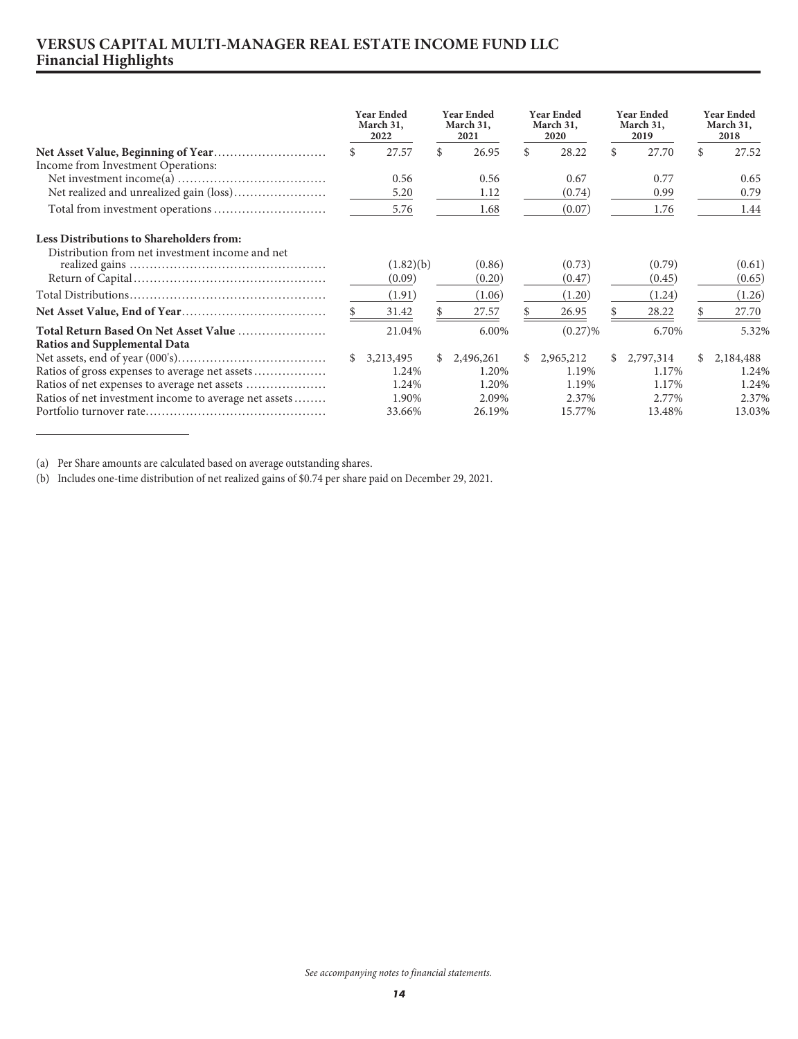# VERSUS CAPITAL MULTI-MANAGER REAL ESTATE INCOME FUND LLC
## Financial Highlights

| | Year Ended March 31, 2022 | Year Ended March 31, 2021 | Year Ended March 31, 2020 | Year Ended March 31, 2019 | Year Ended March 31, 2018 |
|---|---|---|---|---|---|
| **Net Asset Value, Beginning of Year** | $ 27.57 | $ 26.95 | $ 28.22 | $ 27.70 | $ 27.52 |
| Income from Investment Operations: | | | | | |
| Net investment income(a) | 0.56 | 0.56 | 0.67 | 0.77 | 0.65 |
| Net realized and unrealized gain (loss) | 5.20 | 1.12 | (0.74) | 0.99 | 0.79 |
| Total from investment operations | 5.76 | 1.68 | (0.07) | 1.76 | 1.44 |
| **Less Distributions to Shareholders from:** | | | | | |
| Distribution from net investment income and net realized gains | (1.82)(b) | (0.86) | (0.73) | (0.79) | (0.61) |
| Return of Capital | (0.09) | (0.20) | (0.47) | (0.45) | (0.65) |
| Total Distributions | (1.91) | (1.06) | (1.20) | (1.24) | (1.26) |
| **Net Asset Value, End of Year** | $ 31.42 | $ 27.57 | $ 26.95 | $ 28.22 | $ 27.70 |
| **Total Return Based On Net Asset Value** | 21.04% | 6.00% | (0.27)% | 6.70% | 5.32% |
| **Ratios and Supplemental Data** | | | | | |
| Net assets, end of year (000's) | $ 3,213,495 | $ 2,496,261 | $ 2,965,212 | $ 2,797,314 | $ 2,184,488 |
| Ratios of gross expenses to average net assets | 1.24% | 1.20% | 1.19% | 1.17% | 1.24% |
| Ratios of net expenses to average net assets | 1.24% | 1.20% | 1.19% | 1.17% | 1.24% |
| Ratios of net investment income to average net assets | 1.90% | 2.09% | 2.37% | 2.77% | 2.37% |
| Portfolio turnover rate | 33.66% | 26.19% | 15.77% | 13.48% | 13.03% |

(a) Per Share amounts are calculated based on average outstanding shares.

(b) Includes one-time distribution of net realized gains of $0.74 per share paid on December 29, 2021.

*See accompanying notes to financial statements.*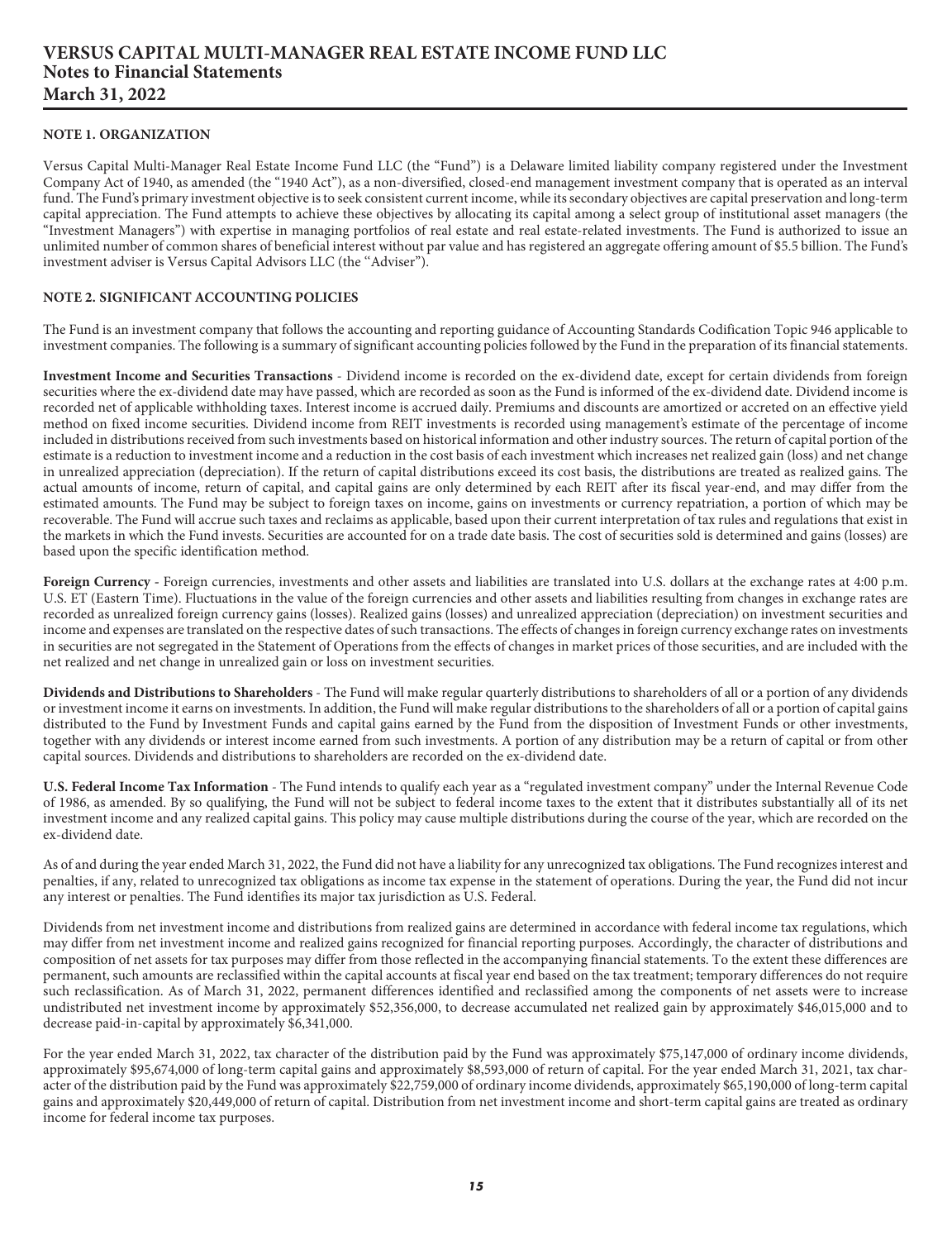# VERSUS CAPITAL MULTI-MANAGER REAL ESTATE INCOME FUND LLC
## Notes to Financial Statements
## March 31, 2022

### NOTE 1. ORGANIZATION

Versus Capital Multi-Manager Real Estate Income Fund LLC (the "Fund") is a Delaware limited liability company registered under the Investment Company Act of 1940, as amended (the "1940 Act"), as a non-diversified, closed-end management investment company that is operated as an interval fund. The Fund's primary investment objective is to seek consistent current income, while its secondary objectives are capital preservation and long-term capital appreciation. The Fund attempts to achieve these objectives by allocating its capital among a select group of institutional asset managers (the "Investment Managers") with expertise in managing portfolios of real estate and real estate-related investments. The Fund is authorized to issue an unlimited number of common shares of beneficial interest without par value and has registered an aggregate offering amount of $5.5 billion. The Fund's investment adviser is Versus Capital Advisors LLC (the "Adviser").

### NOTE 2. SIGNIFICANT ACCOUNTING POLICIES

The Fund is an investment company that follows the accounting and reporting guidance of Accounting Standards Codification Topic 946 applicable to investment companies. The following is a summary of significant accounting policies followed by the Fund in the preparation of its financial statements.

**Investment Income and Securities Transactions** - Dividend income is recorded on the ex-dividend date, except for certain dividends from foreign securities where the ex-dividend date may have passed, which are recorded as soon as the Fund is informed of the ex-dividend date. Dividend income is recorded net of applicable withholding taxes. Interest income is accrued daily. Premiums and discounts are amortized or accreted on an effective yield method on fixed income securities. Dividend income from REIT investments is recorded using management's estimate of the percentage of income included in distributions received from such investments based on historical information and other industry sources. The return of capital portion of the estimate is a reduction to investment income and a reduction in the cost basis of each investment which increases net realized gain (loss) and net change in unrealized appreciation (depreciation). If the return of capital distributions exceed its cost basis, the distributions are treated as realized gains. The actual amounts of income, return of capital, and capital gains are only determined by each REIT after its fiscal year-end, and may differ from the estimated amounts. The Fund may be subject to foreign taxes on income, gains on investments or currency repatriation, a portion of which may be recoverable. The Fund will accrue such taxes and reclaims as applicable, based upon their current interpretation of tax rules and regulations that exist in the markets in which the Fund invests. Securities are accounted for on a trade date basis. The cost of securities sold is determined and gains (losses) are based upon the specific identification method.

**Foreign Currency** - Foreign currencies, investments and other assets and liabilities are translated into U.S. dollars at the exchange rates at 4:00 p.m. U.S. ET (Eastern Time). Fluctuations in the value of the foreign currencies and other assets and liabilities resulting from changes in exchange rates are recorded as unrealized foreign currency gains (losses). Realized gains (losses) and unrealized appreciation (depreciation) on investment securities and income and expenses are translated on the respective dates of such transactions. The effects of changes in foreign currency exchange rates on investments in securities are not segregated in the Statement of Operations from the effects of changes in market prices of those securities, and are included with the net realized and net change in unrealized gain or loss on investment securities.

**Dividends and Distributions to Shareholders** - The Fund will make regular quarterly distributions to shareholders of all or a portion of any dividends or investment income it earns on investments. In addition, the Fund will make regular distributions to the shareholders of all or a portion of capital gains distributed to the Fund by Investment Funds and capital gains earned by the Fund from the disposition of Investment Funds or other investments, together with any dividends or interest income earned from such investments. A portion of any distribution may be a return of capital or from other capital sources. Dividends and distributions to shareholders are recorded on the ex-dividend date.

**U.S. Federal Income Tax Information** - The Fund intends to qualify each year as a "regulated investment company" under the Internal Revenue Code of 1986, as amended. By so qualifying, the Fund will not be subject to federal income taxes to the extent that it distributes substantially all of its net investment income and any realized capital gains. This policy may cause multiple distributions during the course of the year, which are recorded on the ex-dividend date.

As of and during the year ended March 31, 2022, the Fund did not have a liability for any unrecognized tax obligations. The Fund recognizes interest and penalties, if any, related to unrecognized tax obligations as income tax expense in the statement of operations. During the year, the Fund did not incur any interest or penalties. The Fund identifies its major tax jurisdiction as U.S. Federal.

Dividends from net investment income and distributions from realized gains are determined in accordance with federal income tax regulations, which may differ from net investment income and realized gains recognized for financial reporting purposes. Accordingly, the character of distributions and composition of net assets for tax purposes may differ from those reflected in the accompanying financial statements. To the extent these differences are permanent, such amounts are reclassified within the capital accounts at fiscal year end based on the tax treatment; temporary differences do not require such reclassification. As of March 31, 2022, permanent differences identified and reclassified among the components of net assets were to increase undistributed net investment income by approximately $52,356,000, to decrease accumulated net realized gain by approximately $46,015,000 and to decrease paid-in-capital by approximately $6,341,000.

For the year ended March 31, 2022, tax character of the distribution paid by the Fund was approximately $75,147,000 of ordinary income dividends, approximately $95,674,000 of long-term capital gains and approximately $8,593,000 of return of capital. For the year ended March 31, 2021, tax character of the distribution paid by the Fund was approximately $22,759,000 of ordinary income dividends, approximately $65,190,000 of long-term capital gains and approximately $20,449,000 of return of capital. Distribution from net investment income and short-term capital gains are treated as ordinary income for federal income tax purposes.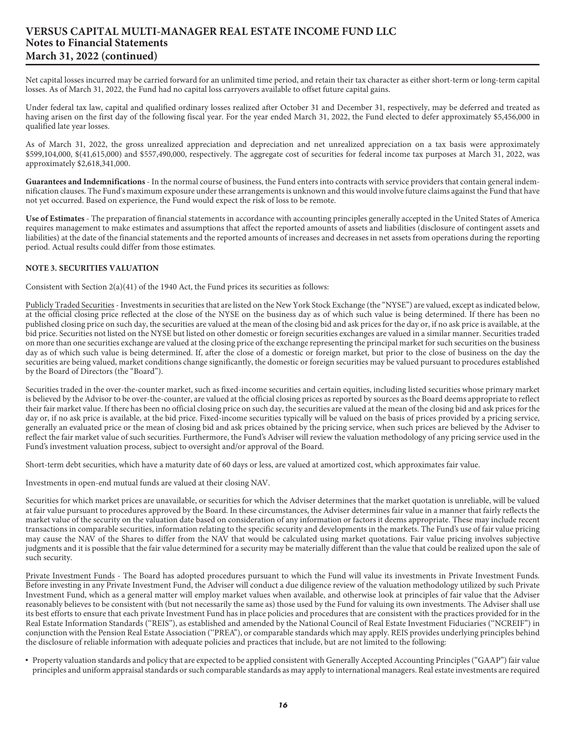Net capital losses incurred may be carried forward for an unlimited time period, and retain their tax character as either short-term or long-term capital losses. As of March 31, 2022, the Fund had no capital loss carryovers available to offset future capital gains.

Under federal tax law, capital and qualified ordinary losses realized after October 31 and December 31, respectively, may be deferred and treated as having arisen on the first day of the following fiscal year. For the year ended March 31, 2022, the Fund elected to defer approximately $5,456,000 in qualified late year losses.

As of March 31, 2022, the gross unrealized appreciation and depreciation and net unrealized appreciation on a tax basis were approximately $599,104,000, $(41,615,000) and $557,490,000, respectively. The aggregate cost of securities for federal income tax purposes at March 31, 2022, was approximately $2,618,341,000.

**Guarantees and Indemnifications** - In the normal course of business, the Fund enters into contracts with service providers that contain general indemnification clauses. The Fund's maximum exposure under these arrangements is unknown and this would involve future claims against the Fund that have not yet occurred. Based on experience, the Fund would expect the risk of loss to be remote.

**Use of Estimates** - The preparation of financial statements in accordance with accounting principles generally accepted in the United States of America requires management to make estimates and assumptions that affect the reported amounts of assets and liabilities (disclosure of contingent assets and liabilities) at the date of the financial statements and the reported amounts of increases and decreases in net assets from operations during the reporting period. Actual results could differ from those estimates.

**NOTE 3. SECURITIES VALUATION**

Consistent with Section 2(a)(41) of the 1940 Act, the Fund prices its securities as follows:

Publicly Traded Securities - Investments in securities that are listed on the New York Stock Exchange (the "NYSE") are valued, except as indicated below, at the official closing price reflected at the close of the NYSE on the business day as of which such value is being determined. If there has been no published closing price on such day, the securities are valued at the mean of the closing bid and ask prices for the day or, if no ask price is available, at the bid price. Securities not listed on the NYSE but listed on other domestic or foreign securities exchanges are valued in a similar manner. Securities traded on more than one securities exchange are valued at the closing price of the exchange representing the principal market for such securities on the business day as of which such value is being determined. If, after the close of a domestic or foreign market, but prior to the close of business on the day the securities are being valued, market conditions change significantly, the domestic or foreign securities may be valued pursuant to procedures established by the Board of Directors (the "Board").

Securities traded in the over-the-counter market, such as fixed-income securities and certain equities, including listed securities whose primary market is believed by the Advisor to be over-the-counter, are valued at the official closing prices as reported by sources as the Board deems appropriate to reflect their fair market value. If there has been no official closing price on such day, the securities are valued at the mean of the closing bid and ask prices for the day or, if no ask price is available, at the bid price. Fixed-income securities typically will be valued on the basis of prices provided by a pricing service, generally an evaluated price or the mean of closing bid and ask prices obtained by the pricing service, when such prices are believed by the Adviser to reflect the fair market value of such securities. Furthermore, the Fund's Adviser will review the valuation methodology of any pricing service used in the Fund's investment valuation process, subject to oversight and/or approval of the Board.

Short-term debt securities, which have a maturity date of 60 days or less, are valued at amortized cost, which approximates fair value.

Investments in open-end mutual funds are valued at their closing NAV.

Securities for which market prices are unavailable, or securities for which the Adviser determines that the market quotation is unreliable, will be valued at fair value pursuant to procedures approved by the Board. In these circumstances, the Adviser determines fair value in a manner that fairly reflects the market value of the security on the valuation date based on consideration of any information or factors it deems appropriate. These may include recent transactions in comparable securities, information relating to the specific security and developments in the markets. The Fund's use of fair value pricing may cause the NAV of the Shares to differ from the NAV that would be calculated using market quotations. Fair value pricing involves subjective judgments and it is possible that the fair value determined for a security may be materially different than the value that could be realized upon the sale of such security.

Private Investment Funds - The Board has adopted procedures pursuant to which the Fund will value its investments in Private Investment Funds. Before investing in any Private Investment Fund, the Adviser will conduct a due diligence review of the valuation methodology utilized by such Private Investment Fund, which as a general matter will employ market values when available, and otherwise look at principles of fair value that the Adviser reasonably believes to be consistent with (but not necessarily the same as) those used by the Fund for valuing its own investments. The Adviser shall use its best efforts to ensure that each private Investment Fund has in place policies and procedures that are consistent with the practices provided for in the Real Estate Information Standards ("REIS"), as established and amended by the National Council of Real Estate Investment Fiduciaries ("NCREIF") in conjunction with the Pension Real Estate Association ("PREA"), or comparable standards which may apply. REIS provides underlying principles behind the disclosure of reliable information with adequate policies and practices that include, but are not limited to the following:

- Property valuation standards and policy that are expected to be applied consistent with Generally Accepted Accounting Principles ("GAAP") fair value principles and uniform appraisal standards or such comparable standards as may apply to international managers. Real estate investments are required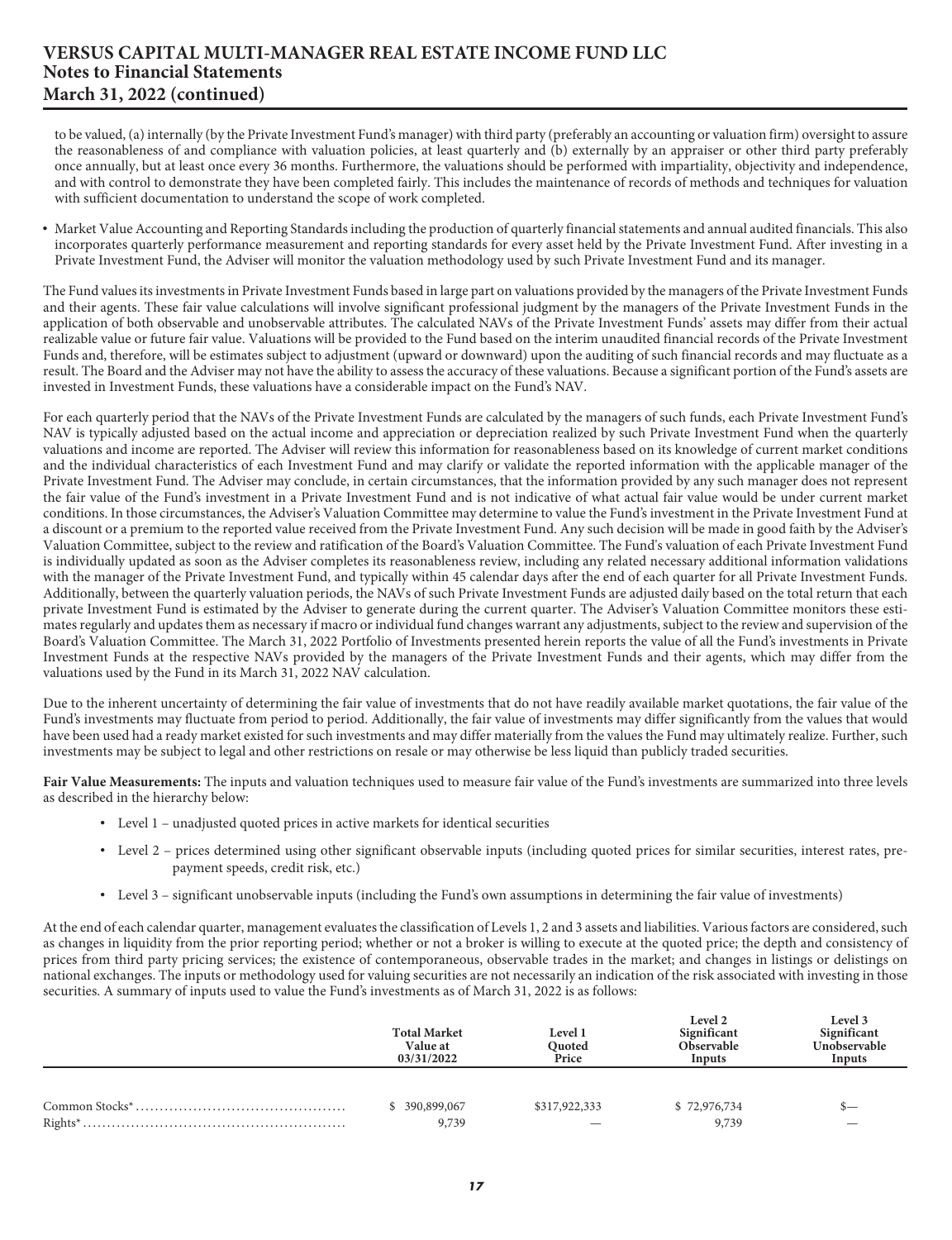to be valued, (a) internally (by the Private Investment Fund's manager) with third party (preferably an accounting or valuation firm) oversight to assure the reasonableness of and compliance with valuation policies, at least quarterly and (b) externally by an appraiser or other third party preferably once annually, but at least once every 36 months. Furthermore, the valuations should be performed with impartiality, objectivity and independence, and with control to demonstrate they have been completed fairly. This includes the maintenance of records of methods and techniques for valuation with sufficient documentation to understand the scope of work completed.

- Market Value Accounting and Reporting Standards including the production of quarterly financial statements and annual audited financials. This also incorporates quarterly performance measurement and reporting standards for every asset held by the Private Investment Fund. After investing in a Private Investment Fund, the Adviser will monitor the valuation methodology used by such Private Investment Fund and its manager.

The Fund values its investments in Private Investment Funds based in large part on valuations provided by the managers of the Private Investment Funds and their agents. These fair value calculations will involve significant professional judgment by the managers of the Private Investment Funds in the application of both observable and unobservable attributes. The calculated NAVs of the Private Investment Funds' assets may differ from their actual realizable value or future fair value. Valuations will be provided to the Fund based on the interim unaudited financial records of the Private Investment Funds and, therefore, will be estimates subject to adjustment (upward or downward) upon the auditing of such financial records and may fluctuate as a result. The Board and the Adviser may not have the ability to assess the accuracy of these valuations. Because a significant portion of the Fund's assets are invested in Investment Funds, these valuations have a considerable impact on the Fund's NAV.

For each quarterly period that the NAVs of the Private Investment Funds are calculated by the managers of such funds, each Private Investment Fund's NAV is typically adjusted based on the actual income and appreciation or depreciation realized by such Private Investment Fund when the quarterly valuations and income are reported. The Adviser will review this information for reasonableness based on its knowledge of current market conditions and the individual characteristics of each Investment Fund and may clarify or validate the reported information with the applicable manager of the Private Investment Fund. The Adviser may conclude, in certain circumstances, that the information provided by any such manager does not represent the fair value of the Fund's investment in a Private Investment Fund and is not indicative of what actual fair value would be under current market conditions. In those circumstances, the Adviser's Valuation Committee may determine to value the Fund's investment in the Private Investment Fund at a discount or a premium to the reported value received from the Private Investment Fund. Any such decision will be made in good faith by the Adviser's Valuation Committee, subject to the review and ratification of the Board's Valuation Committee. The Fund's valuation of each Private Investment Fund is individually updated as soon as the Adviser completes its reasonableness review, including any related necessary additional information validations with the manager of the Private Investment Fund, and typically within 45 calendar days after the end of each quarter for all Private Investment Funds. Additionally, between the quarterly valuation periods, the NAVs of such Private Investment Funds are adjusted daily based on the total return that each private Investment Fund is estimated by the Adviser to generate during the current quarter. The Adviser's Valuation Committee monitors these estimates regularly and updates them as necessary if macro or individual fund changes warrant any adjustments, subject to the review and supervision of the Board's Valuation Committee. The March 31, 2022 Portfolio of Investments presented herein reports the value of all the Fund's investments in Private Investment Funds at the respective NAVs provided by the managers of the Private Investment Funds and their agents, which may differ from the valuations used by the Fund in its March 31, 2022 NAV calculation.

Due to the inherent uncertainty of determining the fair value of investments that do not have readily available market quotations, the fair value of the Fund's investments may fluctuate from period to period. Additionally, the fair value of investments may differ significantly from the values that would have been used had a ready market existed for such investments and may differ materially from the values the Fund may ultimately realize. Further, such investments may be subject to legal and other restrictions on resale or may otherwise be less liquid than publicly traded securities.

**Fair Value Measurements:** The inputs and valuation techniques used to measure fair value of the Fund's investments are summarized into three levels as described in the hierarchy below:

- Level 1 – unadjusted quoted prices in active markets for identical securities
- Level 2 – prices determined using other significant observable inputs (including quoted prices for similar securities, interest rates, prepayment speeds, credit risk, etc.)
- Level 3 – significant unobservable inputs (including the Fund's own assumptions in determining the fair value of investments)

At the end of each calendar quarter, management evaluates the classification of Levels 1, 2 and 3 assets and liabilities. Various factors are considered, such as changes in liquidity from the prior reporting period; whether or not a broker is willing to execute at the quoted price; the depth and consistency of prices from third party pricing services; the existence of contemporaneous, observable trades in the market; and changes in listings or delistings on national exchanges. The inputs or methodology used for valuing securities are not necessarily an indication of the risk associated with investing in those securities. A summary of inputs used to value the Fund's investments as of March 31, 2022 is as follows:

| | Total Market Value at 03/31/2022 | Level 1 Quoted Price | Level 2 Significant Observable Inputs | Level 3 Significant Unobservable Inputs |
|---|---|---|---|---|
| Common Stocks* | $ 390,899,067 | $317,922,333 | $ 72,976,734 | $— |
| Rights* | 9,739 | — | 9,739 | — |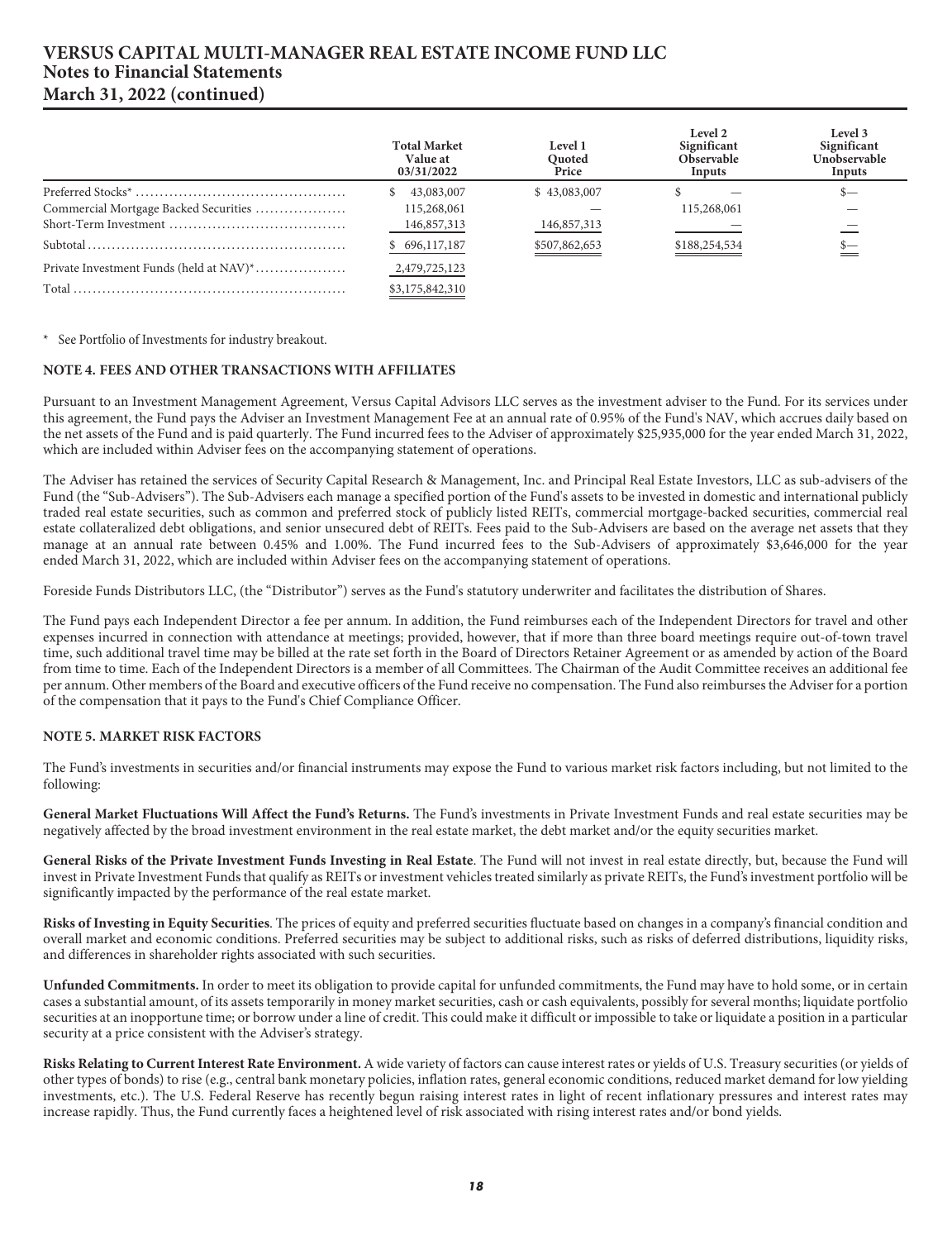| | Total Market Value at 03/31/2022 | Level 1 Quoted Price | Level 2 Significant Observable Inputs | Level 3 Significant Unobservable Inputs |
|---|---|---|---|---|
| Preferred Stocks* | $ 43,083,007 | $ 43,083,007 | $ — | $— |
| Commercial Mortgage Backed Securities | 115,268,061 | — | 115,268,061 | — |
| Short-Term Investment | 146,857,313 | 146,857,313 | — | — |
| Subtotal | $ 696,117,187 | $507,862,653 | $188,254,534 | $— |
| Private Investment Funds (held at NAV)* | 2,479,725,123 | | | |
| Total | $3,175,842,310 | | | |

\* See Portfolio of Investments for industry breakout.

**NOTE 4. FEES AND OTHER TRANSACTIONS WITH AFFILIATES**

Pursuant to an Investment Management Agreement, Versus Capital Advisors LLC serves as the investment adviser to the Fund. For its services under this agreement, the Fund pays the Adviser an Investment Management Fee at an annual rate of 0.95% of the Fund's NAV, which accrues daily based on the net assets of the Fund and is paid quarterly. The Fund incurred fees to the Adviser of approximately $25,935,000 for the year ended March 31, 2022, which are included within Adviser fees on the accompanying statement of operations.

The Adviser has retained the services of Security Capital Research & Management, Inc. and Principal Real Estate Investors, LLC as sub-advisers of the Fund (the "Sub-Advisers"). The Sub-Advisers each manage a specified portion of the Fund's assets to be invested in domestic and international publicly traded real estate securities, such as common and preferred stock of publicly listed REITs, commercial mortgage-backed securities, commercial real estate collateralized debt obligations, and senior unsecured debt of REITs. Fees paid to the Sub-Advisers are based on the average net assets that they manage at an annual rate between 0.45% and 1.00%. The Fund incurred fees to the Sub-Advisers of approximately $3,646,000 for the year ended March 31, 2022, which are included within Adviser fees on the accompanying statement of operations.

Foreside Funds Distributors LLC, (the "Distributor") serves as the Fund's statutory underwriter and facilitates the distribution of Shares.

The Fund pays each Independent Director a fee per annum. In addition, the Fund reimburses each of the Independent Directors for travel and other expenses incurred in connection with attendance at meetings; provided, however, that if more than three board meetings require out-of-town travel time, such additional travel time may be billed at the rate set forth in the Board of Directors Retainer Agreement or as amended by action of the Board from time to time. Each of the Independent Directors is a member of all Committees. The Chairman of the Audit Committee receives an additional fee per annum. Other members of the Board and executive officers of the Fund receive no compensation. The Fund also reimburses the Adviser for a portion of the compensation that it pays to the Fund's Chief Compliance Officer.

**NOTE 5. MARKET RISK FACTORS**

The Fund's investments in securities and/or financial instruments may expose the Fund to various market risk factors including, but not limited to the following:

**General Market Fluctuations Will Affect the Fund's Returns.** The Fund's investments in Private Investment Funds and real estate securities may be negatively affected by the broad investment environment in the real estate market, the debt market and/or the equity securities market.

**General Risks of the Private Investment Funds Investing in Real Estate**. The Fund will not invest in real estate directly, but, because the Fund will invest in Private Investment Funds that qualify as REITs or investment vehicles treated similarly as private REITs, the Fund's investment portfolio will be significantly impacted by the performance of the real estate market.

**Risks of Investing in Equity Securities**. The prices of equity and preferred securities fluctuate based on changes in a company's financial condition and overall market and economic conditions. Preferred securities may be subject to additional risks, such as risks of deferred distributions, liquidity risks, and differences in shareholder rights associated with such securities.

**Unfunded Commitments.** In order to meet its obligation to provide capital for unfunded commitments, the Fund may have to hold some, or in certain cases a substantial amount, of its assets temporarily in money market securities, cash or cash equivalents, possibly for several months; liquidate portfolio securities at an inopportune time; or borrow under a line of credit. This could make it difficult or impossible to take or liquidate a position in a particular security at a price consistent with the Adviser's strategy.

**Risks Relating to Current Interest Rate Environment.** A wide variety of factors can cause interest rates or yields of U.S. Treasury securities (or yields of other types of bonds) to rise (e.g., central bank monetary policies, inflation rates, general economic conditions, reduced market demand for low yielding investments, etc.). The U.S. Federal Reserve has recently begun raising interest rates in light of recent inflationary pressures and interest rates may increase rapidly. Thus, the Fund currently faces a heightened level of risk associated with rising interest rates and/or bond yields.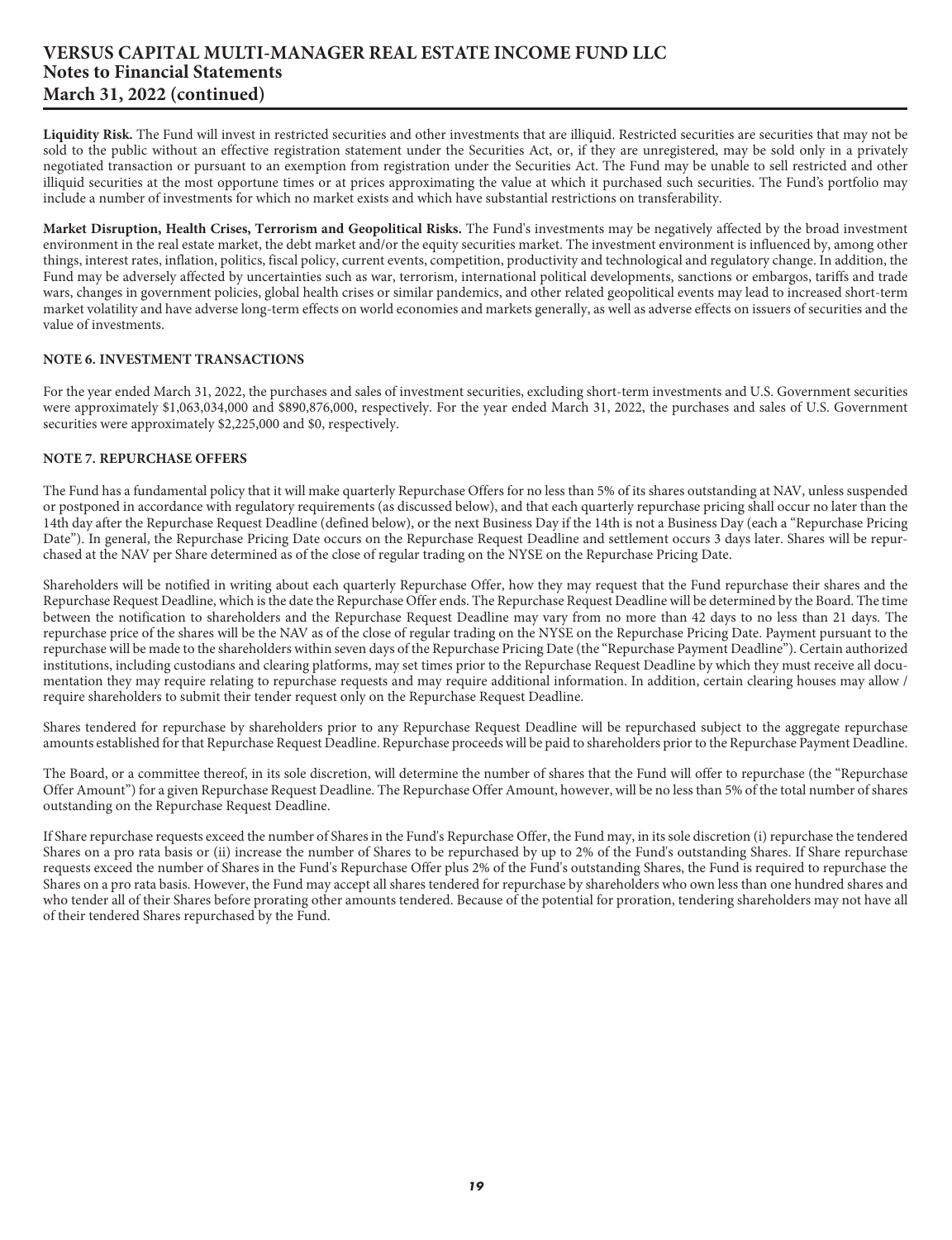**Liquidity Risk.** The Fund will invest in restricted securities and other investments that are illiquid. Restricted securities are securities that may not be sold to the public without an effective registration statement under the Securities Act, or, if they are unregistered, may be sold only in a privately negotiated transaction or pursuant to an exemption from registration under the Securities Act. The Fund may be unable to sell restricted and other illiquid securities at the most opportune times or at prices approximating the value at which it purchased such securities. The Fund's portfolio may include a number of investments for which no market exists and which have substantial restrictions on transferability.

**Market Disruption, Health Crises, Terrorism and Geopolitical Risks.** The Fund's investments may be negatively affected by the broad investment environment in the real estate market, the debt market and/or the equity securities market. The investment environment is influenced by, among other things, interest rates, inflation, politics, fiscal policy, current events, competition, productivity and technological and regulatory change. In addition, the Fund may be adversely affected by uncertainties such as war, terrorism, international political developments, sanctions or embargos, tariffs and trade wars, changes in government policies, global health crises or similar pandemics, and other related geopolitical events may lead to increased short-term market volatility and have adverse long-term effects on world economies and markets generally, as well as adverse effects on issuers of securities and the value of investments.

## NOTE 6. INVESTMENT TRANSACTIONS

For the year ended March 31, 2022, the purchases and sales of investment securities, excluding short-term investments and U.S. Government securities were approximately $1,063,034,000 and $890,876,000, respectively. For the year ended March 31, 2022, the purchases and sales of U.S. Government securities were approximately $2,225,000 and $0, respectively.

## NOTE 7. REPURCHASE OFFERS

The Fund has a fundamental policy that it will make quarterly Repurchase Offers for no less than 5% of its shares outstanding at NAV, unless suspended or postponed in accordance with regulatory requirements (as discussed below), and that each quarterly repurchase pricing shall occur no later than the 14th day after the Repurchase Request Deadline (defined below), or the next Business Day if the 14th is not a Business Day (each a "Repurchase Pricing Date"). In general, the Repurchase Pricing Date occurs on the Repurchase Request Deadline and settlement occurs 3 days later. Shares will be repurchased at the NAV per Share determined as of the close of regular trading on the NYSE on the Repurchase Pricing Date.

Shareholders will be notified in writing about each quarterly Repurchase Offer, how they may request that the Fund repurchase their shares and the Repurchase Request Deadline, which is the date the Repurchase Offer ends. The Repurchase Request Deadline will be determined by the Board. The time between the notification to shareholders and the Repurchase Request Deadline may vary from no more than 42 days to no less than 21 days. The repurchase price of the shares will be the NAV as of the close of regular trading on the NYSE on the Repurchase Pricing Date. Payment pursuant to the repurchase will be made to the shareholders within seven days of the Repurchase Pricing Date (the "Repurchase Payment Deadline"). Certain authorized institutions, including custodians and clearing platforms, may set times prior to the Repurchase Request Deadline by which they must receive all documentation they may require relating to repurchase requests and may require additional information. In addition, certain clearing houses may allow / require shareholders to submit their tender request only on the Repurchase Request Deadline.

Shares tendered for repurchase by shareholders prior to any Repurchase Request Deadline will be repurchased subject to the aggregate repurchase amounts established for that Repurchase Request Deadline. Repurchase proceeds will be paid to shareholders prior to the Repurchase Payment Deadline.

The Board, or a committee thereof, in its sole discretion, will determine the number of shares that the Fund will offer to repurchase (the "Repurchase Offer Amount") for a given Repurchase Request Deadline. The Repurchase Offer Amount, however, will be no less than 5% of the total number of shares outstanding on the Repurchase Request Deadline.

If Share repurchase requests exceed the number of Shares in the Fund's Repurchase Offer, the Fund may, in its sole discretion (i) repurchase the tendered Shares on a pro rata basis or (ii) increase the number of Shares to be repurchased by up to 2% of the Fund's outstanding Shares. If Share repurchase requests exceed the number of Shares in the Fund's Repurchase Offer plus 2% of the Fund's outstanding Shares, the Fund is required to repurchase the Shares on a pro rata basis. However, the Fund may accept all shares tendered for repurchase by shareholders who own less than one hundred shares and who tender all of their Shares before prorating other amounts tendered. Because of the potential for proration, tendering shareholders may not have all of their tendered Shares repurchased by the Fund.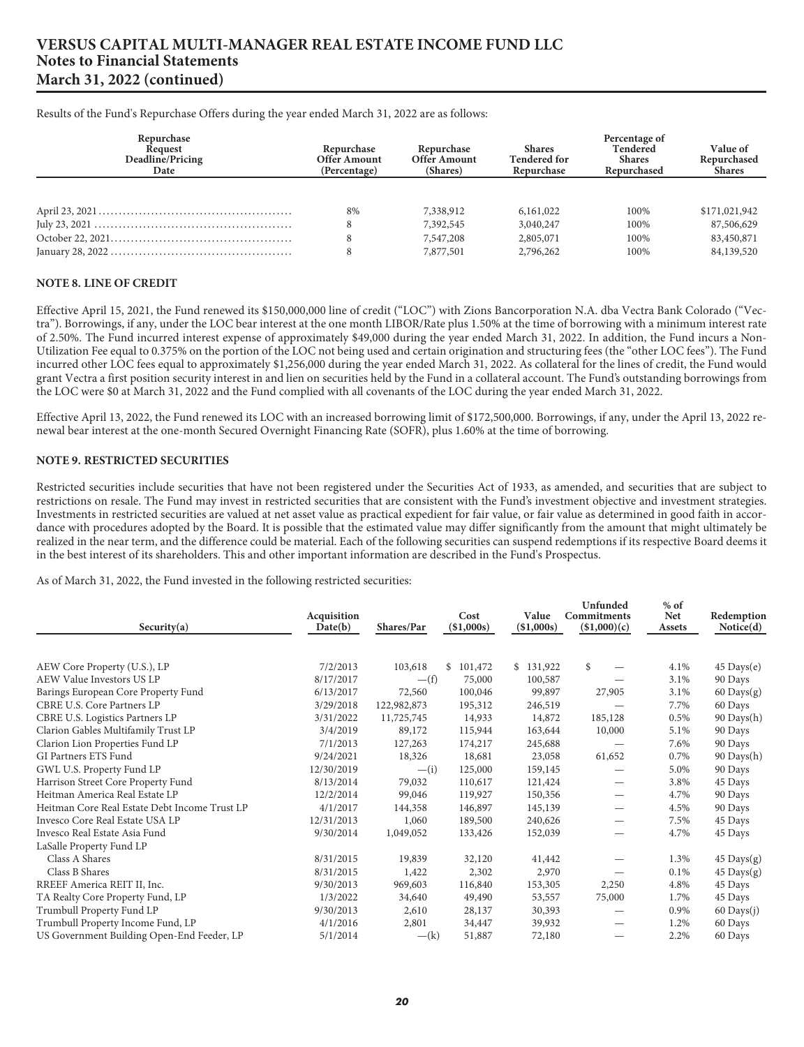Results of the Fund's Repurchase Offers during the year ended March 31, 2022 are as follows:

| Repurchase Request Deadline/Pricing Date | Repurchase Offer Amount (Percentage) | Repurchase Offer Amount (Shares) | Shares Tendered for Repurchase | Percentage of Tendered Shares Repurchased | Value of Repurchased Shares |
|---|---|---|---|---|---|
| April 23, 2021 | 8% | 7,338,912 | 6,161,022 | 100% | $171,021,942 |
| July 23, 2021 | 8 | 7,392,545 | 3,040,247 | 100% | 87,506,629 |
| October 22, 2021 | 8 | 7,547,208 | 2,805,071 | 100% | 83,450,871 |
| January 28, 2022 | 8 | 7,877,501 | 2,796,262 | 100% | 84,139,520 |

**NOTE 8. LINE OF CREDIT**

Effective April 15, 2021, the Fund renewed its $150,000,000 line of credit ("LOC") with Zions Bancorporation N.A. dba Vectra Bank Colorado ("Vectra"). Borrowings, if any, under the LOC bear interest at the one month LIBOR/Rate plus 1.50% at the time of borrowing with a minimum interest rate of 2.50%. The Fund incurred interest expense of approximately $49,000 during the year ended March 31, 2022. In addition, the Fund incurs a Non-Utilization Fee equal to 0.375% on the portion of the LOC not being used and certain origination and structuring fees (the "other LOC fees"). The Fund incurred other LOC fees equal to approximately $1,256,000 during the year ended March 31, 2022. As collateral for the lines of credit, the Fund would grant Vectra a first position security interest in and lien on securities held by the Fund in a collateral account. The Fund's outstanding borrowings from the LOC were $0 at March 31, 2022 and the Fund complied with all covenants of the LOC during the year ended March 31, 2022.

Effective April 13, 2022, the Fund renewed its LOC with an increased borrowing limit of $172,500,000. Borrowings, if any, under the April 13, 2022 renewal bear interest at the one-month Secured Overnight Financing Rate (SOFR), plus 1.60% at the time of borrowing.

**NOTE 9. RESTRICTED SECURITIES**

Restricted securities include securities that have not been registered under the Securities Act of 1933, as amended, and securities that are subject to restrictions on resale. The Fund may invest in restricted securities that are consistent with the Fund's investment objective and investment strategies. Investments in restricted securities are valued at net asset value as practical expedient for fair value, or fair value as determined in good faith in accordance with procedures adopted by the Board. It is possible that the estimated value may differ significantly from the amount that might ultimately be realized in the near term, and the difference could be material. Each of the following securities can suspend redemptions if its respective Board deems it in the best interest of its shareholders. This and other important information are described in the Fund's Prospectus.

As of March 31, 2022, the Fund invested in the following restricted securities:

| Security(a) | Acquisition Date(b) | Shares/Par | Cost ($1,000s) | Value ($1,000s) | Unfunded Commitments ($1,000)(c) | % of Net Assets | Redemption Notice(d) |
|---|---|---|---|---|---|---|---|
| AEW Core Property (U.S.), LP | 7/2/2013 | 103,618 | $ 101,472 | $ 131,922 | $ — | 4.1% | 45 Days(e) |
| AEW Value Investors US LP | 8/17/2017 | —(f) | 75,000 | 100,587 | — | 3.1% | 90 Days |
| Barings European Core Property Fund | 6/13/2017 | 72,560 | 100,046 | 99,897 | 27,905 | 3.1% | 60 Days(g) |
| CBRE U.S. Core Partners LP | 3/29/2018 | 122,982,873 | 195,312 | 246,519 | — | 7.7% | 60 Days |
| CBRE U.S. Logistics Partners LP | 3/31/2022 | 11,725,745 | 14,933 | 14,872 | 185,128 | 0.5% | 90 Days(h) |
| Clarion Gables Multifamily Trust LP | 3/4/2019 | 89,172 | 115,944 | 163,644 | 10,000 | 5.1% | 90 Days |
| Clarion Lion Properties Fund LP | 7/1/2013 | 127,263 | 174,217 | 245,688 | — | 7.6% | 90 Days |
| GI Partners ETS Fund | 9/24/2021 | 18,326 | 18,681 | 23,058 | 61,652 | 0.7% | 90 Days(h) |
| GWL U.S. Property Fund LP | 12/30/2019 | —(i) | 125,000 | 159,145 | — | 5.0% | 90 Days |
| Harrison Street Core Property Fund | 8/13/2014 | 79,032 | 110,617 | 121,424 | — | 3.8% | 45 Days |
| Heitman America Real Estate LP | 12/2/2014 | 99,046 | 119,927 | 150,356 | — | 4.7% | 90 Days |
| Heitman Core Real Estate Debt Income Trust LP | 4/1/2017 | 144,358 | 146,897 | 145,139 | — | 4.5% | 90 Days |
| Invesco Core Real Estate USA LP | 12/31/2013 | 1,060 | 189,500 | 240,626 | — | 7.5% | 45 Days |
| Invesco Real Estate Asia Fund | 9/30/2014 | 1,049,052 | 133,426 | 152,039 | — | 4.7% | 45 Days |
| LaSalle Property Fund LP | | | | | | | |
| Class A Shares | 8/31/2015 | 19,839 | 32,120 | 41,442 | — | 1.3% | 45 Days(g) |
| Class B Shares | 8/31/2015 | 1,422 | 2,302 | 2,970 | — | 0.1% | 45 Days(g) |
| RREEF America REIT II, Inc. | 9/30/2013 | 969,603 | 116,840 | 153,305 | 2,250 | 4.8% | 45 Days |
| TA Realty Core Property Fund, LP | 1/3/2022 | 34,640 | 49,490 | 53,557 | 75,000 | 1.7% | 45 Days |
| Trumbull Property Fund LP | 9/30/2013 | 2,610 | 28,137 | 30,393 | — | 0.9% | 60 Days(j) |
| Trumbull Property Income Fund, LP | 4/1/2016 | 2,801 | 34,447 | 39,932 | — | 1.2% | 60 Days |
| US Government Building Open-End Feeder, LP | 5/1/2014 | —(k) | 51,887 | 72,180 | — | 2.2% | 60 Days |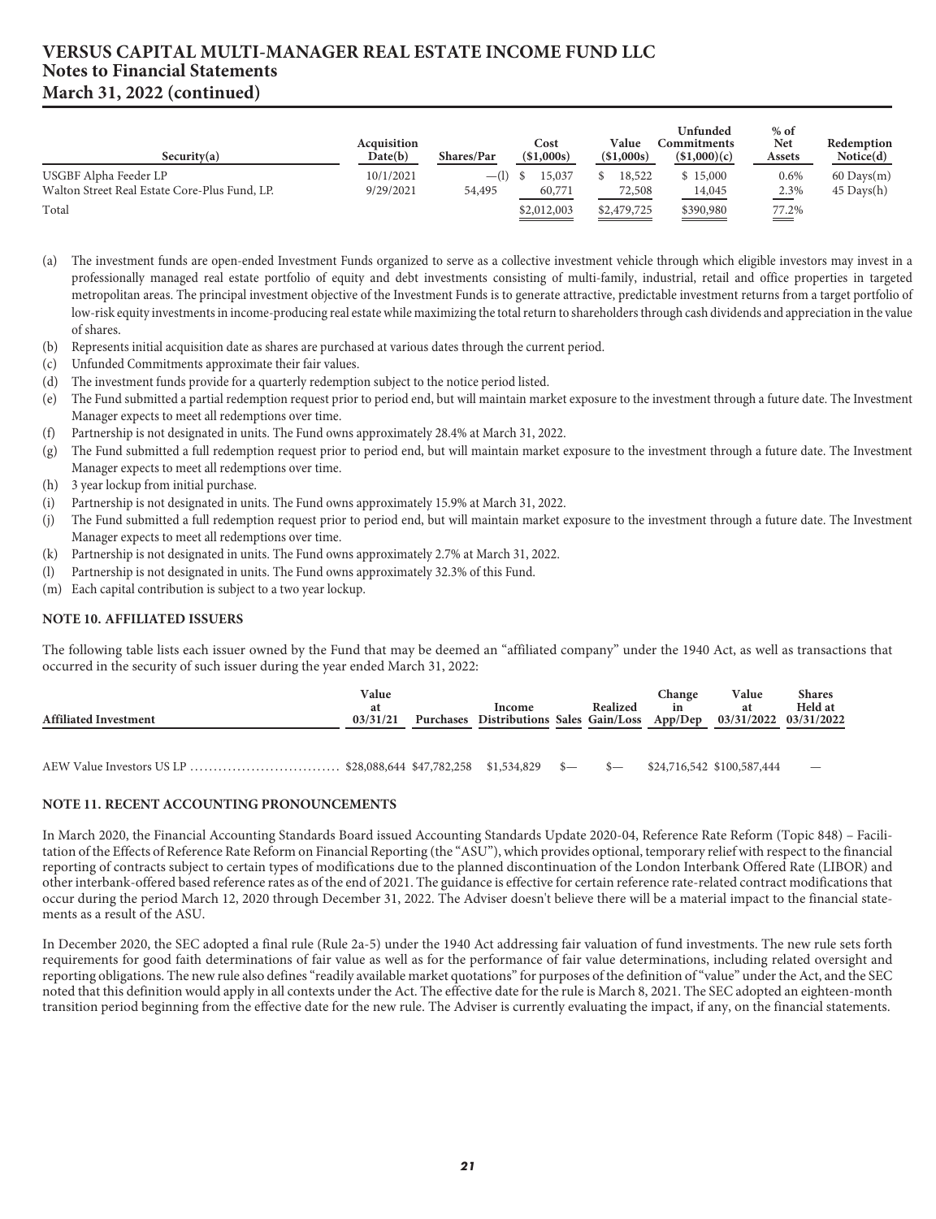| Security(a) | Acquisition Date(b) | Shares/Par | Cost ($1,000s) | Value ($1,000s) | Unfunded Commitments ($1,000)(c) | % of Net Assets | Redemption Notice(d) |
|---|---|---|---|---|---|---|---|
| USGBF Alpha Feeder LP | 10/1/2021 | —(l) | $ 15,037 | $ 18,522 | $ 15,000 | 0.6% | 60 Days(m) |
| Walton Street Real Estate Core-Plus Fund, LP. | 9/29/2021 | 54,495 | 60,771 | 72,508 | 14,045 | 2.3% | 45 Days(h) |
| Total | | | $2,012,003 | $2,479,725 | $390,980 | 77.2% | |

(a) The investment funds are open-ended Investment Funds organized to serve as a collective investment vehicle through which eligible investors may invest in a professionally managed real estate portfolio of equity and debt investments consisting of multi-family, industrial, retail and office properties in targeted metropolitan areas. The principal investment objective of the Investment Funds is to generate attractive, predictable investment returns from a target portfolio of low-risk equity investments in income-producing real estate while maximizing the total return to shareholders through cash dividends and appreciation in the value of shares.

(b) Represents initial acquisition date as shares are purchased at various dates through the current period.

(c) Unfunded Commitments approximate their fair values.

(d) The investment funds provide for a quarterly redemption subject to the notice period listed.

(e) The Fund submitted a partial redemption request prior to period end, but will maintain market exposure to the investment through a future date. The Investment Manager expects to meet all redemptions over time.

(f) Partnership is not designated in units. The Fund owns approximately 28.4% at March 31, 2022.

(g) The Fund submitted a full redemption request prior to period end, but will maintain market exposure to the investment through a future date. The Investment Manager expects to meet all redemptions over time.

(h) 3 year lockup from initial purchase.

(i) Partnership is not designated in units. The Fund owns approximately 15.9% at March 31, 2022.

(j) The Fund submitted a full redemption request prior to period end, but will maintain market exposure to the investment through a future date. The Investment Manager expects to meet all redemptions over time.

(k) Partnership is not designated in units. The Fund owns approximately 2.7% at March 31, 2022.

(l) Partnership is not designated in units. The Fund owns approximately 32.3% of this Fund.

(m) Each capital contribution is subject to a two year lockup.

**NOTE 10. AFFILIATED ISSUERS**

The following table lists each issuer owned by the Fund that may be deemed an "affiliated company" under the 1940 Act, as well as transactions that occurred in the security of such issuer during the year ended March 31, 2022:

| Affiliated Investment | Value at 03/31/21 | Purchases | Income Distributions | Sales | Realized Gain/Loss | Change in App/Dep | Value at 03/31/2022 | Shares Held at 03/31/2022 |
|---|---|---|---|---|---|---|---|---|
| AEW Value Investors US LP | $28,088,644 | $47,782,258 | $1,534,829 | $— | $— | $24,716,542 | $100,587,444 | — |

**NOTE 11. RECENT ACCOUNTING PRONOUNCEMENTS**

In March 2020, the Financial Accounting Standards Board issued Accounting Standards Update 2020-04, Reference Rate Reform (Topic 848) – Facilitation of the Effects of Reference Rate Reform on Financial Reporting (the "ASU"), which provides optional, temporary relief with respect to the financial reporting of contracts subject to certain types of modifications due to the planned discontinuation of the London Interbank Offered Rate (LIBOR) and other interbank-offered based reference rates as of the end of 2021. The guidance is effective for certain reference rate-related contract modifications that occur during the period March 12, 2020 through December 31, 2022. The Adviser doesn't believe there will be a material impact to the financial statements as a result of the ASU.

In December 2020, the SEC adopted a final rule (Rule 2a-5) under the 1940 Act addressing fair valuation of fund investments. The new rule sets forth requirements for good faith determinations of fair value as well as for the performance of fair value determinations, including related oversight and reporting obligations. The new rule also defines "readily available market quotations" for purposes of the definition of "value" under the Act, and the SEC noted that this definition would apply in all contexts under the Act. The effective date for the rule is March 8, 2021. The SEC adopted an eighteen-month transition period beginning from the effective date for the new rule. The Adviser is currently evaluating the impact, if any, on the financial statements.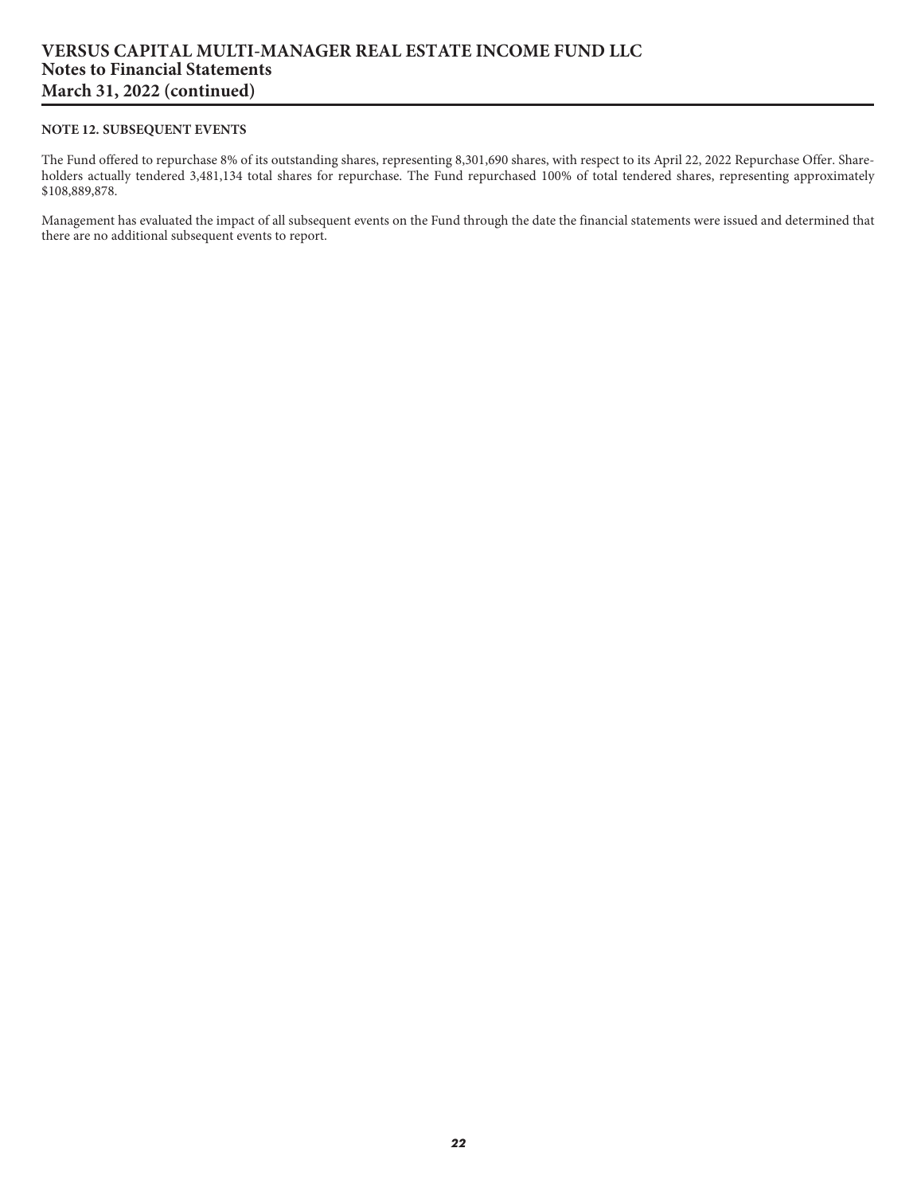#### NOTE 12. SUBSEQUENT EVENTS

The Fund offered to repurchase 8% of its outstanding shares, representing 8,301,690 shares, with respect to its April 22, 2022 Repurchase Offer. Shareholders actually tendered 3,481,134 total shares for repurchase. The Fund repurchased 100% of total tendered shares, representing approximately $108,889,878.

Management has evaluated the impact of all subsequent events on the Fund through the date the financial statements were issued and determined that there are no additional subsequent events to report.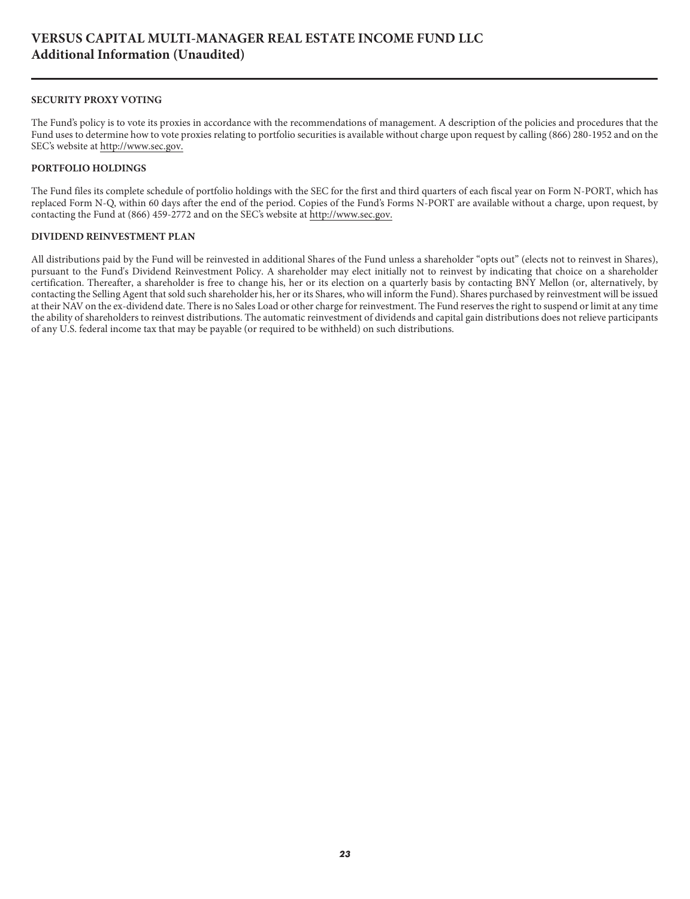# VERSUS CAPITAL MULTI-MANAGER REAL ESTATE INCOME FUND LLC
## Additional Information (Unaudited)

### SECURITY PROXY VOTING

The Fund's policy is to vote its proxies in accordance with the recommendations of management. A description of the policies and procedures that the Fund uses to determine how to vote proxies relating to portfolio securities is available without charge upon request by calling (866) 280-1952 and on the SEC's website at http://www.sec.gov.

### PORTFOLIO HOLDINGS

The Fund files its complete schedule of portfolio holdings with the SEC for the first and third quarters of each fiscal year on Form N-PORT, which has replaced Form N-Q, within 60 days after the end of the period. Copies of the Fund's Forms N-PORT are available without a charge, upon request, by contacting the Fund at (866) 459-2772 and on the SEC's website at http://www.sec.gov.

### DIVIDEND REINVESTMENT PLAN

All distributions paid by the Fund will be reinvested in additional Shares of the Fund unless a shareholder "opts out" (elects not to reinvest in Shares), pursuant to the Fund's Dividend Reinvestment Policy. A shareholder may elect initially not to reinvest by indicating that choice on a shareholder certification. Thereafter, a shareholder is free to change his, her or its election on a quarterly basis by contacting BNY Mellon (or, alternatively, by contacting the Selling Agent that sold such shareholder his, her or its Shares, who will inform the Fund). Shares purchased by reinvestment will be issued at their NAV on the ex-dividend date. There is no Sales Load or other charge for reinvestment. The Fund reserves the right to suspend or limit at any time the ability of shareholders to reinvest distributions. The automatic reinvestment of dividends and capital gain distributions does not relieve participants of any U.S. federal income tax that may be payable (or required to be withheld) on such distributions.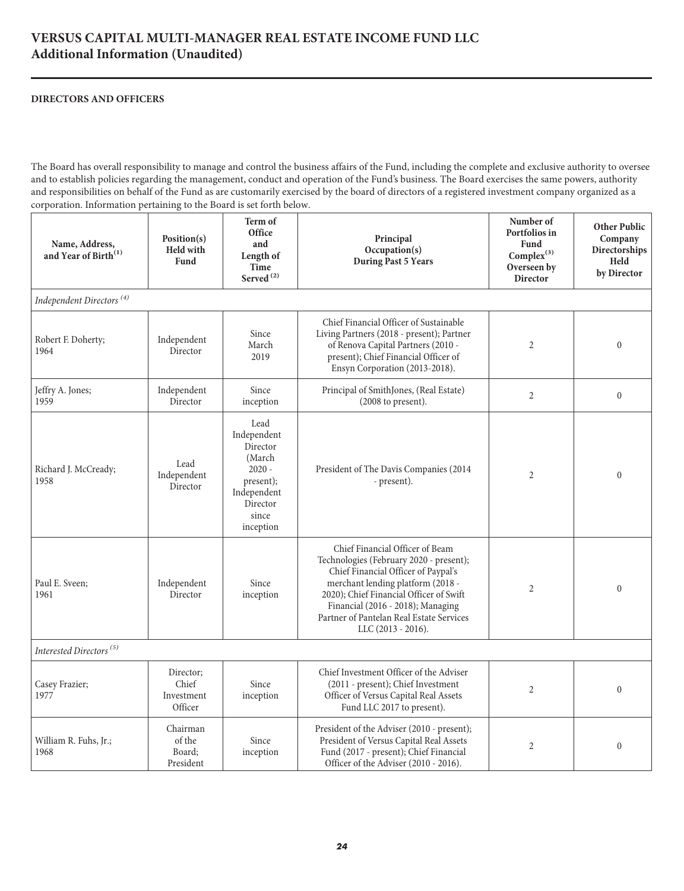# VERSUS CAPITAL MULTI-MANAGER REAL ESTATE INCOME FUND LLC
## Additional Information (Unaudited)

### DIRECTORS AND OFFICERS

The Board has overall responsibility to manage and control the business affairs of the Fund, including the complete and exclusive authority to oversee and to establish policies regarding the management, conduct and operation of the Fund's business. The Board exercises the same powers, authority and responsibilities on behalf of the Fund as are customarily exercised by the board of directors of a registered investment company organized as a corporation. Information pertaining to the Board is set forth below.

| Name, Address, and Year of Birth[1] | Position(s) Held with Fund | Term of Office and Length of Time Served[2] | Principal Occupation(s) During Past 5 Years | Number of Portfolios in Fund Complex[3] Overseen by Director | Other Public Company Directorships Held by Director |
|---|---|---|---|---|---|
| *Independent Directors [4]* | | | | | |
| Robert F. Doherty; 1964 | Independent Director | Since March 2019 | Chief Financial Officer of Sustainable Living Partners (2018 - present); Partner of Renova Capital Partners (2010 - present); Chief Financial Officer of Ensyn Corporation (2013-2018). | 2 | 0 |
| Jeffry A. Jones; 1959 | Independent Director | Since inception | Principal of SmithJones, (Real Estate) (2008 to present). | 2 | 0 |
| Richard J. McCready; 1958 | Lead Independent Director | Lead Independent Director (March 2020 - present); Independent Director since inception | President of The Davis Companies (2014 - present). | 2 | 0 |
| Paul E. Sveen; 1961 | Independent Director | Since inception | Chief Financial Officer of Beam Technologies (February 2020 - present); Chief Financial Officer of Paypal's merchant lending platform (2018 - 2020); Chief Financial Officer of Swift Financial (2016 - 2018); Managing Partner of Pantelan Real Estate Services LLC (2013 - 2016). | 2 | 0 |
| *Interested Directors [5]* | | | | | |
| Casey Frazier; 1977 | Director; Chief Investment Officer | Since inception | Chief Investment Officer of the Adviser (2011 - present); Chief Investment Officer of Versus Capital Real Assets Fund LLC 2017 to present). | 2 | 0 |
| William R. Fuhs, Jr.; 1968 | Chairman of the Board; President | Since inception | President of the Adviser (2010 - present); President of Versus Capital Real Assets Fund (2017 - present); Chief Financial Officer of the Adviser (2010 - 2016). | 2 | 0 |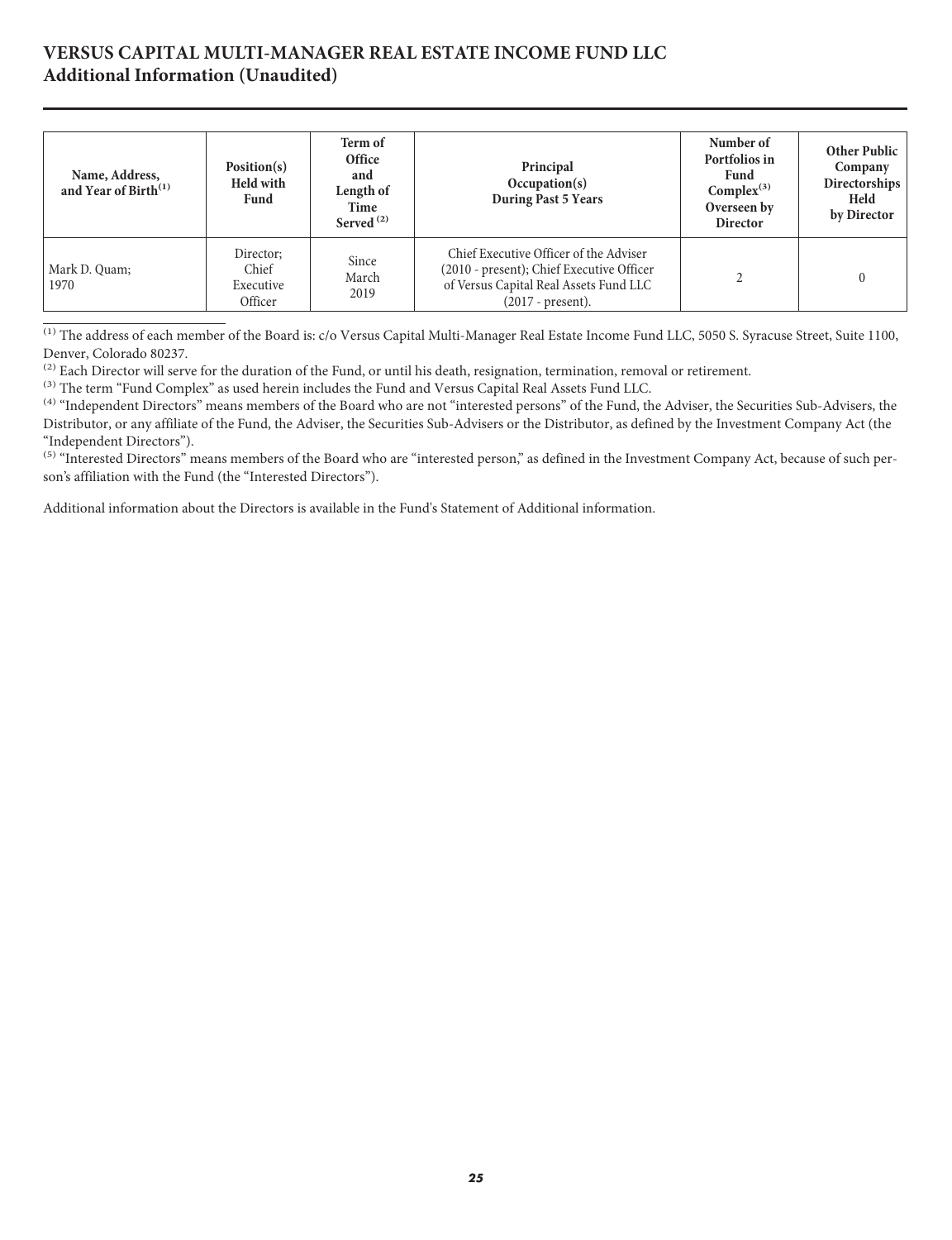# VERSUS CAPITAL MULTI-MANAGER REAL ESTATE INCOME FUND LLC
## Additional Information (Unaudited)

| Name, Address, and Year of Birth[(1)] | Position(s) Held with Fund | Term of Office and Length of Time Served [(2)] | Principal Occupation(s) During Past 5 Years | Number of Portfolios in Fund Complex[(3)] Overseen by Director | Other Public Company Directorships Held by Director |
|---|---|---|---|---|---|
| Mark D. Quam; 1970 | Director; Chief Executive Officer | Since March 2019 | Chief Executive Officer of the Adviser (2010 - present); Chief Executive Officer of Versus Capital Real Assets Fund LLC (2017 - present). | 2 | 0 |

[(1)] The address of each member of the Board is: c/o Versus Capital Multi-Manager Real Estate Income Fund LLC, 5050 S. Syracuse Street, Suite 1100, Denver, Colorado 80237.

[(2)] Each Director will serve for the duration of the Fund, or until his death, resignation, termination, removal or retirement.

[(3)] The term "Fund Complex" as used herein includes the Fund and Versus Capital Real Assets Fund LLC.

[(4)] "Independent Directors" means members of the Board who are not "interested persons" of the Fund, the Adviser, the Securities Sub-Advisers, the Distributor, or any affiliate of the Fund, the Adviser, the Securities Sub-Advisers or the Distributor, as defined by the Investment Company Act (the "Independent Directors").

[(5)] "Interested Directors" means members of the Board who are "interested person," as defined in the Investment Company Act, because of such person's affiliation with the Fund (the "Interested Directors").

Additional information about the Directors is available in the Fund's Statement of Additional information.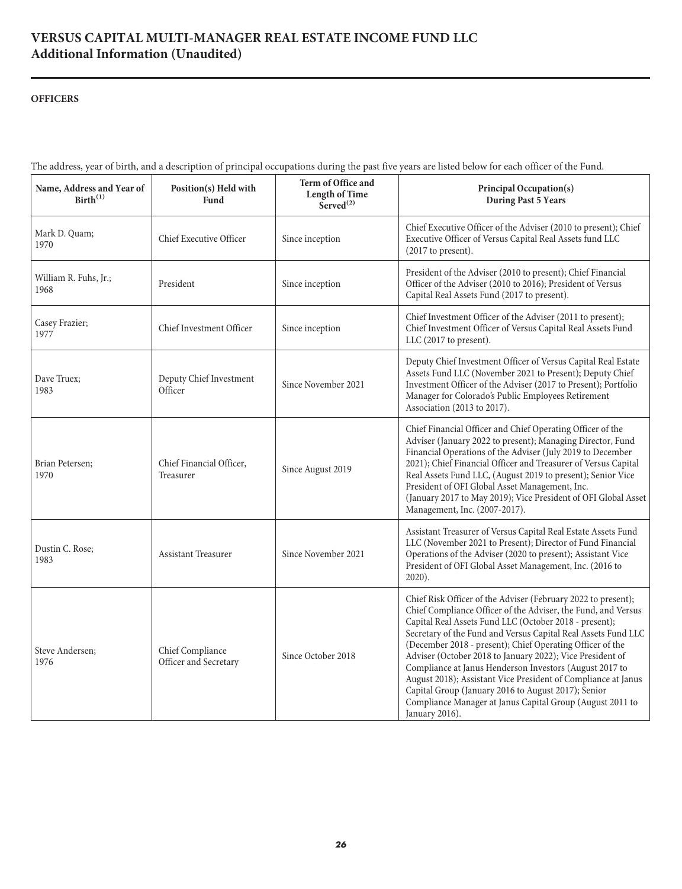# VERSUS CAPITAL MULTI-MANAGER REAL ESTATE INCOME FUND LLC
## Additional Information (Unaudited)

**OFFICERS**

The address, year of birth, and a description of principal occupations during the past five years are listed below for each officer of the Fund.

| Name, Address and Year of Birth[(1)] | Position(s) Held with Fund | Term of Office and Length of Time Served[(2)] | Principal Occupation(s) During Past 5 Years |
|---|---|---|---|
| Mark D. Quam; 1970 | Chief Executive Officer | Since inception | Chief Executive Officer of the Adviser (2010 to present); Chief Executive Officer of Versus Capital Real Assets fund LLC (2017 to present). |
| William R. Fuhs, Jr.; 1968 | President | Since inception | President of the Adviser (2010 to present); Chief Financial Officer of the Adviser (2010 to 2016); President of Versus Capital Real Assets Fund (2017 to present). |
| Casey Frazier; 1977 | Chief Investment Officer | Since inception | Chief Investment Officer of the Adviser (2011 to present); Chief Investment Officer of Versus Capital Real Assets Fund LLC (2017 to present). |
| Dave Truex; 1983 | Deputy Chief Investment Officer | Since November 2021 | Deputy Chief Investment Officer of Versus Capital Real Estate Assets Fund LLC (November 2021 to Present); Deputy Chief Investment Officer of the Adviser (2017 to Present); Portfolio Manager for Colorado's Public Employees Retirement Association (2013 to 2017). |
| Brian Petersen; 1970 | Chief Financial Officer, Treasurer | Since August 2019 | Chief Financial Officer and Chief Operating Officer of the Adviser (January 2022 to present); Managing Director, Fund Financial Operations of the Adviser (July 2019 to December 2021); Chief Financial Officer and Treasurer of Versus Capital Real Assets Fund LLC, (August 2019 to present); Senior Vice President of OFI Global Asset Management, Inc. (January 2017 to May 2019); Vice President of OFI Global Asset Management, Inc. (2007-2017). |
| Dustin C. Rose; 1983 | Assistant Treasurer | Since November 2021 | Assistant Treasurer of Versus Capital Real Estate Assets Fund LLC (November 2021 to Present); Director of Fund Financial Operations of the Adviser (2020 to present); Assistant Vice President of OFI Global Asset Management, Inc. (2016 to 2020). |
| Steve Andersen; 1976 | Chief Compliance Officer and Secretary | Since October 2018 | Chief Risk Officer of the Adviser (February 2022 to present); Chief Compliance Officer of the Adviser, the Fund, and Versus Capital Real Assets Fund LLC (October 2018 - present); Secretary of the Fund and Versus Capital Real Assets Fund LLC (December 2018 - present); Chief Operating Officer of the Adviser (October 2018 to January 2022); Vice President of Compliance at Janus Henderson Investors (August 2017 to August 2018); Assistant Vice President of Compliance at Janus Capital Group (January 2016 to August 2017); Senior Compliance Manager at Janus Capital Group (August 2011 to January 2016). |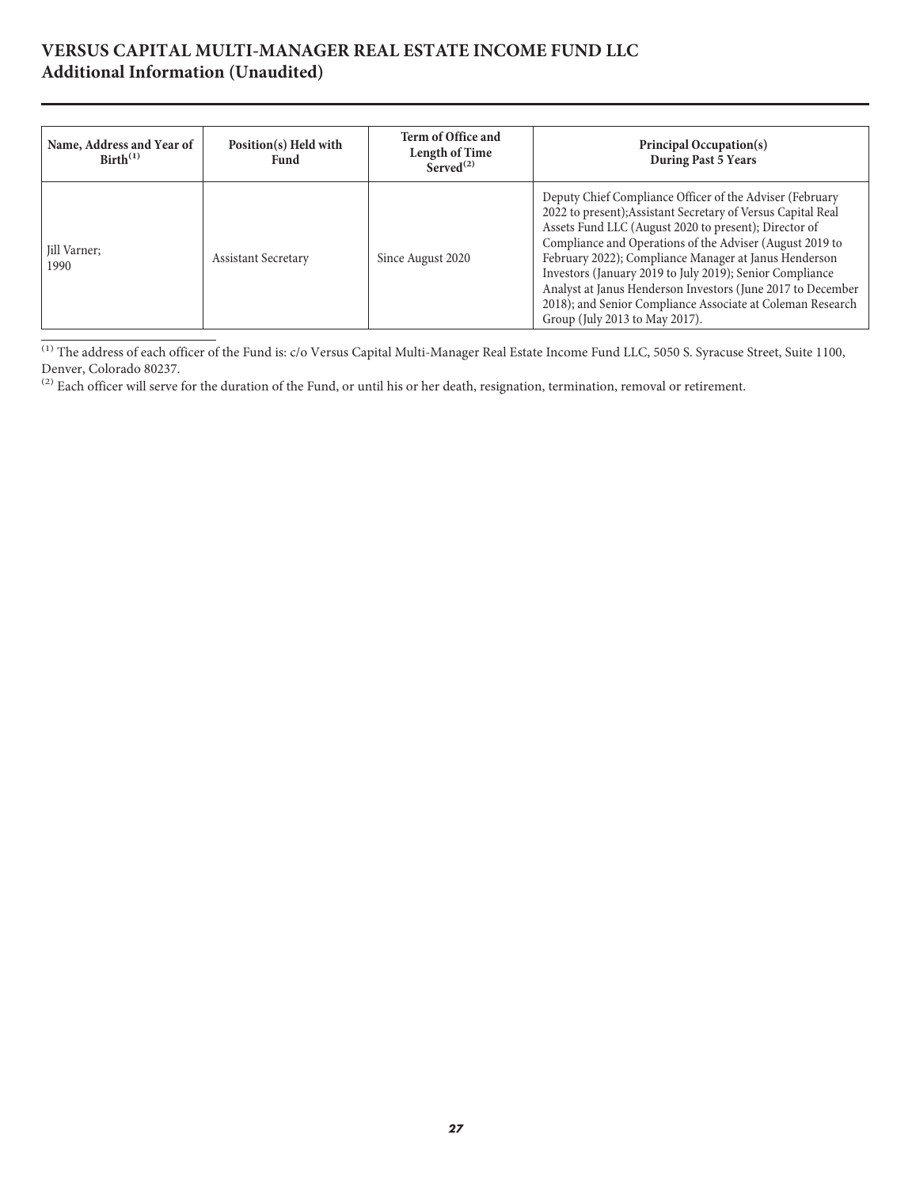# VERSUS CAPITAL MULTI-MANAGER REAL ESTATE INCOME FUND LLC
## Additional Information (Unaudited)

| Name, Address and Year of Birth[(1)] | Position(s) Held with Fund | Term of Office and Length of Time Served[(2)] | Principal Occupation(s) During Past 5 Years |
|---|---|---|---|
| Jill Varner; 1990 | Assistant Secretary | Since August 2020 | Deputy Chief Compliance Officer of the Adviser (February 2022 to present);Assistant Secretary of Versus Capital Real Assets Fund LLC (August 2020 to present); Director of Compliance and Operations of the Adviser (August 2019 to February 2022); Compliance Manager at Janus Henderson Investors (January 2019 to July 2019); Senior Compliance Analyst at Janus Henderson Investors (June 2017 to December 2018); and Senior Compliance Associate at Coleman Research Group (July 2013 to May 2017). |

[(1)] The address of each officer of the Fund is: c/o Versus Capital Multi-Manager Real Estate Income Fund LLC, 5050 S. Syracuse Street, Suite 1100, Denver, Colorado 80237.

[(2)] Each officer will serve for the duration of the Fund, or until his or her death, resignation, termination, removal or retirement.